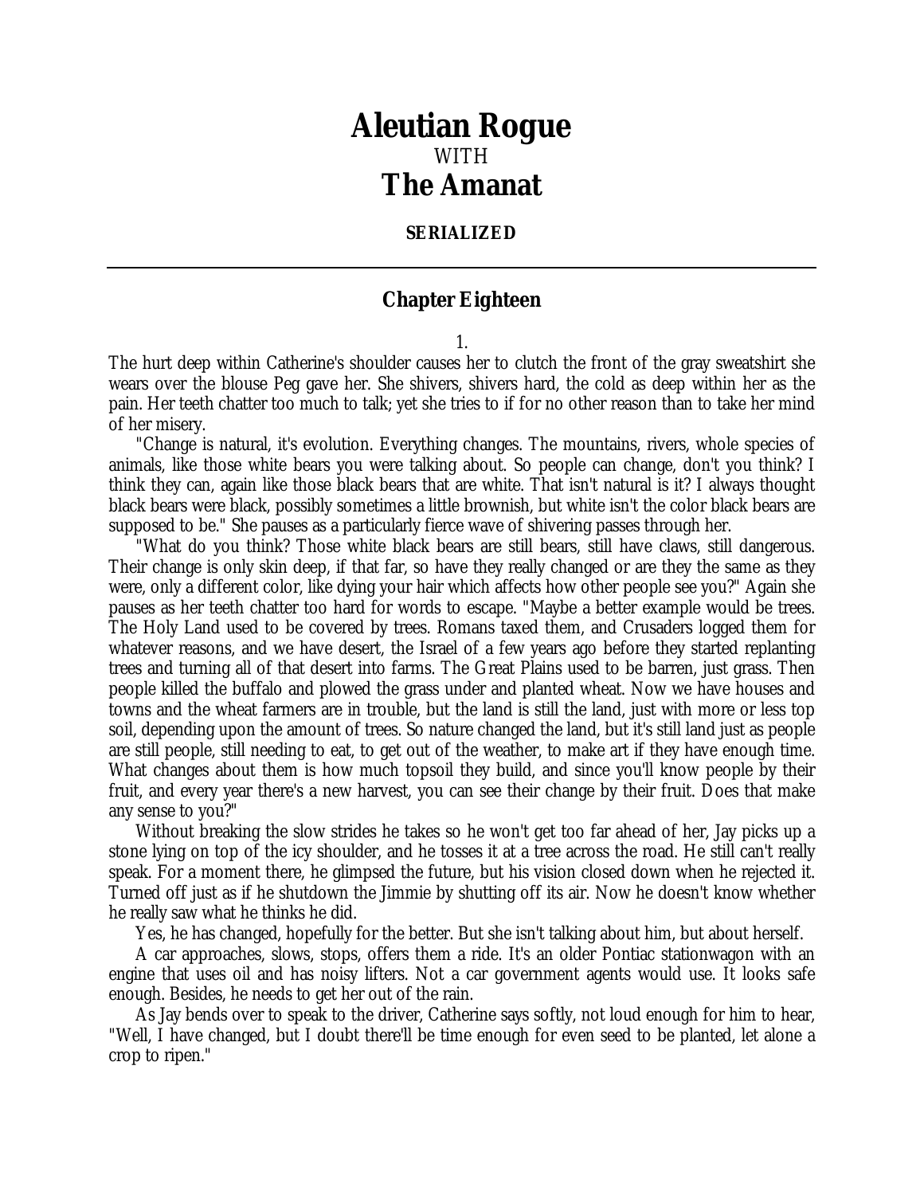# Aleutian Rogue

WITH

# The Amanat

**SERIALIZED**

---

## Chapter Eighteen

1.

The hurt deep within Catherine's shoulder causes her to clutch the front of the gray sweatshirt she wears over the blouse Peg gave her. She shivers, shivers hard, the cold as deep within her as the pain. Her teeth chatter too much to talk; yet she tries to if for no other reason than to take her mind of her misery.

"Change is natural, it's evolution. Everything changes. The mountains, rivers, whole species of animals, like those white bears you were talking about. So people can change, don't you think? I think they can, again like those black bears that are white. That isn't natural is it? I always thought black bears were black, possibly sometimes a little brownish, but white isn't the color black bears are supposed to be." She pauses as a particularly fierce wave of shivering passes through her.

"What do you think? Those white black bears are still bears, still have claws, still dangerous. Their change is only skin deep, if that far, so have they really changed or are they the same as they were, only a different color, like dying your hair which affects how other people see you?" Again she pauses as her teeth chatter too hard for words to escape. "Maybe a better example would be trees. The Holy Land used to be covered by trees. Romans taxed them, and Crusaders logged them for whatever reasons, and we have desert, the Israel of a few years ago before they started replanting trees and turning all of that desert into farms. The Great Plains used to be barren, just grass. Then people killed the buffalo and plowed the grass under and planted wheat. Now we have houses and towns and the wheat farmers are in trouble, but the land is still the land, just with more or less top soil, depending upon the amount of trees. So nature changed the land, but it's still land just as people are still people, still needing to eat, to get out of the weather, to make art if they have enough time. What changes about them is how much topsoil they build, and since you'll know people by their fruit, and every year there's a new harvest, you can see their change by their fruit. Does that make any sense to you?"

Without breaking the slow strides he takes so he won't get too far ahead of her, Jay picks up a stone lying on top of the icy shoulder, and he tosses it at a tree across the road. He still can't really speak. For a moment there, he glimpsed the future, but his vision closed down when he rejected it. Turned off just as if he shutdown the Jimmie by shutting off its air. Now he doesn't know whether he really saw what he thinks he did.

Yes, he has changed, hopefully for the better. But she isn't talking about him, but about herself.

A car approaches, slows, stops, offers them a ride. It's an older Pontiac stationwagon with an engine that uses oil and has noisy lifters. Not a car government agents would use. It looks safe enough. Besides, he needs to get her out of the rain.

As Jay bends over to speak to the driver, Catherine says softly, not loud enough for him to hear, "Well, I have changed, but I doubt there'll be time enough for even seed to be planted, let alone a crop to ripen."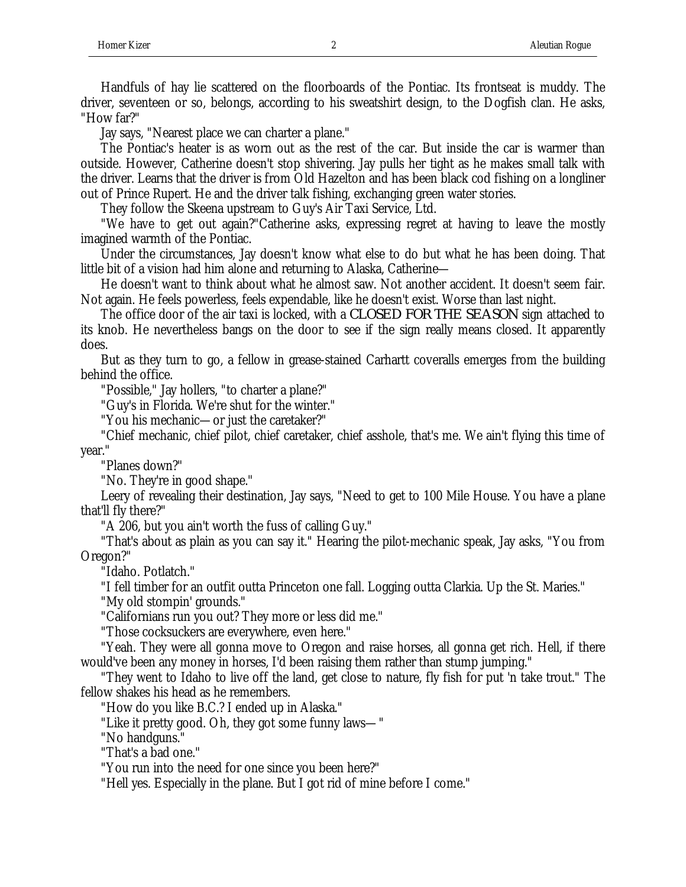Handfuls of hay lie scattered on the floorboards of the Pontiac. Its frontseat is muddy. The driver, seventeen or so, belongs, according to his sweatshirt design, to the Dogfish clan. He asks, "How far?"

Jay says, "Nearest place we can charter a plane."

The Pontiac's heater is as worn out as the rest of the car. But inside the car is warmer than outside. However, Catherine doesn't stop shivering. Jay pulls her tight as he makes small talk with the driver. Learns that the driver is from Old Hazelton and has been black cod fishing on a longliner out of Prince Rupert. He and the driver talk fishing, exchanging green water stories.

They follow the Skeena upstream to Guy's Air Taxi Service, Ltd.

"We have to get out again?"Catherine asks, expressing regret at having to leave the mostly imagined warmth of the Pontiac.

Under the circumstances, Jay doesn't know what else to do but what he has been doing. That little bit of a vision had him alone and returning to Alaska, Catherine—

He doesn't want to think about what he almost saw. Not another accident. It doesn't seem fair. Not again. He feels powerless, feels expendable, like he doesn't exist. Worse than last night.

The office door of the air taxi is locked, with a CLOSED FOR THE SEASON sign attached to its knob. He nevertheless bangs on the door to see if the sign really means closed. It apparently does.

But as they turn to go, a fellow in grease-stained Carhartt coveralls emerges from the building behind the office.

"Possible," Jay hollers, "to charter a plane?"

"Guy's in Florida. We're shut for the winter."

"You his mechanic—or just the caretaker?"

"Chief mechanic, chief pilot, chief caretaker, chief asshole, that's me. We ain't flying this time of year."

"Planes down?"

"No. They're in good shape."

Leery of revealing their destination, Jay says, "Need to get to 100 Mile House. You have a plane that'll fly there?"

"A 206, but you ain't worth the fuss of calling Guy."

"That's about as plain as you can say it." Hearing the pilot-mechanic speak, Jay asks, "You from Oregon?"

"Idaho. Potlatch."

"I fell timber for an outfit outta Princeton one fall. Logging outta Clarkia. Up the St. Maries."

"My old stompin' grounds."

"Californians run you out? They more or less did me."

"Those cocksuckers are everywhere, even here."

"Yeah. They were all gonna move to Oregon and raise horses, all gonna get rich. Hell, if there would've been any money in horses, I'd been raising them rather than stump jumping."

"They went to Idaho to live off the land, get close to nature, fly fish for put 'n take trout." The fellow shakes his head as he remembers.

"How do you like B.C.? I ended up in Alaska."

"Like it pretty good. Oh, they got some funny laws— "

"No handguns."

"That's a bad one."

"You run into the need for one since you been here?"

"Hell yes. Especially in the plane. But I got rid of mine before I come."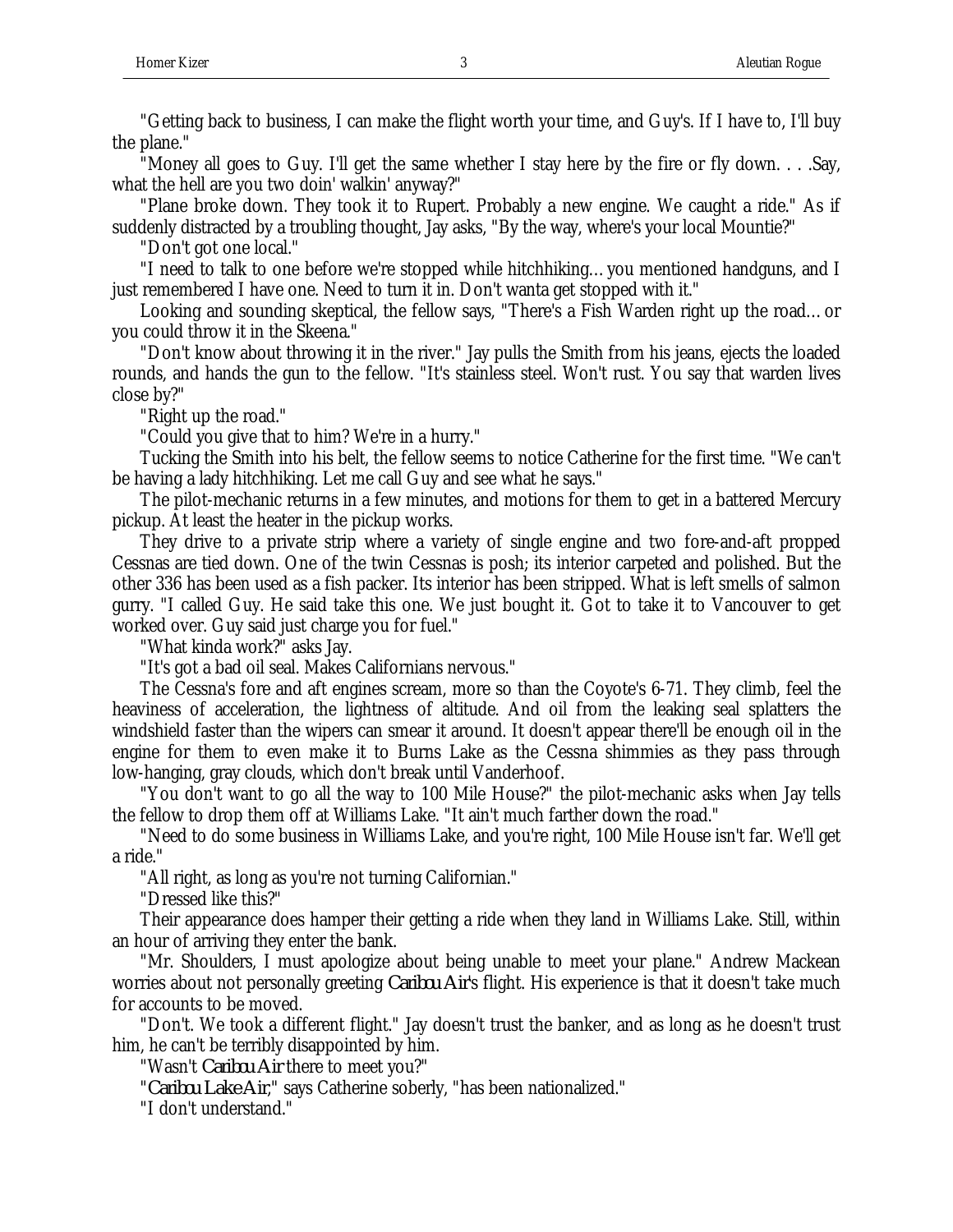"Getting back to business, I can make the flight worth your time, and Guy's. If I have to, I'll buy the plane."

"Money all goes to Guy. I'll get the same whether I stay here by the fire or fly down. . . .Say, what the hell are you two doin' walkin' anyway?"

"Plane broke down. They took it to Rupert. Probably a new engine. We caught a ride." As if suddenly distracted by a troubling thought, Jay asks, "By the way, where's your local Mountie?"

"Don't got one local."

"I need to talk to one before we're stopped while hitchhiking… you mentioned handguns, and I just remembered I have one. Need to turn it in. Don't wanta get stopped with it."

Looking and sounding skeptical, the fellow says, "There's a Fish Warden right up the road… or you could throw it in the Skeena."

"Don't know about throwing it in the river." Jay pulls the Smith from his jeans, ejects the loaded rounds, and hands the gun to the fellow. "It's stainless steel. Won't rust. You say that warden lives close by?"

"Right up the road."

"Could you give that to him? We're in a hurry."

Tucking the Smith into his belt, the fellow seems to notice Catherine for the first time. "We can't be having a lady hitchhiking. Let me call Guy and see what he says."

The pilot-mechanic returns in a few minutes, and motions for them to get in a battered Mercury pickup. At least the heater in the pickup works.

They drive to a private strip where a variety of single engine and two fore-and-aft propped Cessnas are tied down. One of the twin Cessnas is posh; its interior carpeted and polished. But the other 336 has been used as a fish packer. Its interior has been stripped. What is left smells of salmon gurry. "I called Guy. He said take this one. We just bought it. Got to take it to Vancouver to get worked over. Guy said just charge you for fuel."

"What kinda work?" asks Jay.

"It's got a bad oil seal. Makes Californians nervous."

The Cessna's fore and aft engines scream, more so than the Coyote's 6-71. They climb, feel the heaviness of acceleration, the lightness of altitude. And oil from the leaking seal splatters the windshield faster than the wipers can smear it around. It doesn't appear there'll be enough oil in the engine for them to even make it to Burns Lake as the Cessna shimmies as they pass through low-hanging, gray clouds, which don't break until Vanderhoof.

"You don't want to go all the way to 100 Mile House?" the pilot-mechanic asks when Jay tells the fellow to drop them off at Williams Lake. "It ain't much farther down the road."

"Need to do some business in Williams Lake, and you're right, 100 Mile House isn't far. We'll get a ride."

"All right, as long as you're not turning Californian."

"Dressed like this?"

Their appearance does hamper their getting a ride when they land in Williams Lake. Still, within an hour of arriving they enter the bank.

"Mr. Shoulders, I must apologize about being unable to meet your plane." Andrew Mackean worries about not personally greeting *Caribou Air*'s flight. His experience is that it doesn't take much for accounts to be moved.

"Don't. We took a different flight." Jay doesn't trust the banker, and as long as he doesn't trust him, he can't be terribly disappointed by him.

"Wasn't *Caribou Air* there to meet you?"

"*Caribou Lake Air*," says Catherine soberly, "has been nationalized."

"I don't understand."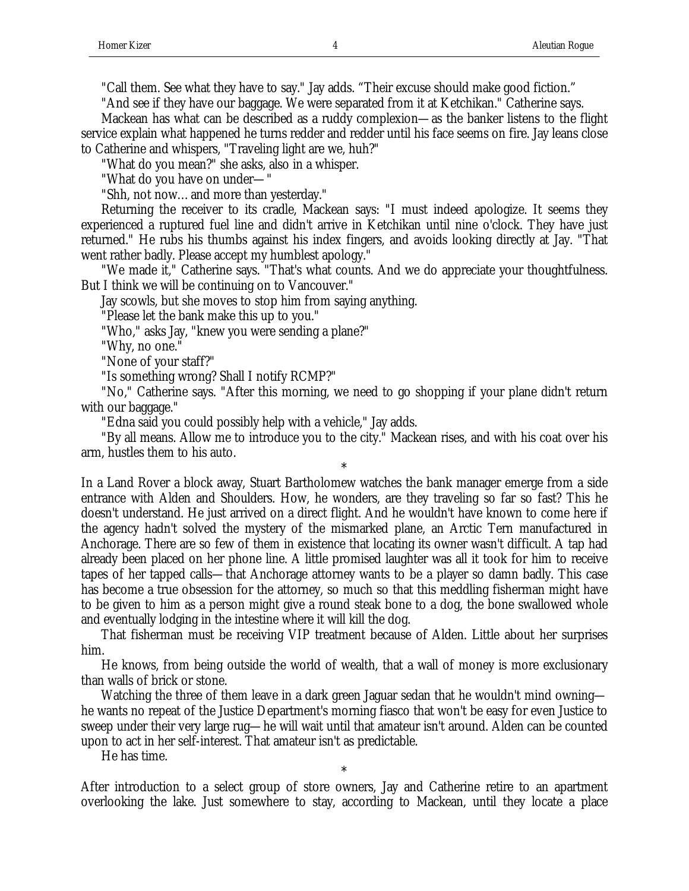"Call them. See what they have to say." Jay adds. "Their excuse should make good fiction."

"And see if they have our baggage. We were separated from it at Ketchikan." Catherine says.

Mackean has what can be described as a ruddy complexion—as the banker listens to the flight service explain what happened he turns redder and redder until his face seems on fire. Jay leans close to Catherine and whispers, "Traveling light are we, huh?"

"What do you mean?" she asks, also in a whisper.

"What do you have on under—"

"Shh, not now… and more than yesterday."

Returning the receiver to its cradle, Mackean says: "I must indeed apologize. It seems they experienced a ruptured fuel line and didn't arrive in Ketchikan until nine o'clock. They have just returned." He rubs his thumbs against his index fingers, and avoids looking directly at Jay. "That went rather badly. Please accept my humblest apology."

"We made it," Catherine says. "That's what counts. And we do appreciate your thoughtfulness. But I think we will be continuing on to Vancouver."

Jay scowls, but she moves to stop him from saying anything.

"Please let the bank make this up to you."

"Who," asks Jay, "knew you were sending a plane?"

"Why, no one."

"None of your staff?"

"Is something wrong? Shall I notify RCMP?"

"No," Catherine says. "After this morning, we need to go shopping if your plane didn't return with our baggage."

"Edna said you could possibly help with a vehicle," Jay adds.

"By all means. Allow me to introduce you to the city." Mackean rises, and with his coat over his arm, hustles them to his auto.

*

In a Land Rover a block away, Stuart Bartholomew watches the bank manager emerge from a side entrance with Alden and Shoulders. How, he wonders, are they traveling so far so fast? This he doesn't understand. He just arrived on a direct flight. And he wouldn't have known to come here if the agency hadn't solved the mystery of the mismarked plane, an Arctic Tern manufactured in Anchorage. There are so few of them in existence that locating its owner wasn't difficult. A tap had already been placed on her phone line. A little promised laughter was all it took for him to receive tapes of her tapped calls—that Anchorage attorney wants to be a player so damn badly. This case has become a true obsession for the attorney, so much so that this meddling fisherman might have to be given to him as a person might give a round steak bone to a dog, the bone swallowed whole and eventually lodging in the intestine where it will kill the dog.

That fisherman must be receiving VIP treatment because of Alden. Little about her surprises him.

He knows, from being outside the world of wealth, that a wall of money is more exclusionary than walls of brick or stone.

Watching the three of them leave in a dark green Jaguar sedan that he wouldn't mind owning—he wants no repeat of the Justice Department's morning fiasco that won't be easy for even Justice to sweep under their very large rug—he will wait until that amateur isn't around. Alden can be counted upon to act in her self-interest. That amateur isn't as predictable.

He has time.

*

After introduction to a select group of store owners, Jay and Catherine retire to an apartment overlooking the lake. Just somewhere to stay, according to Mackean, until they locate a place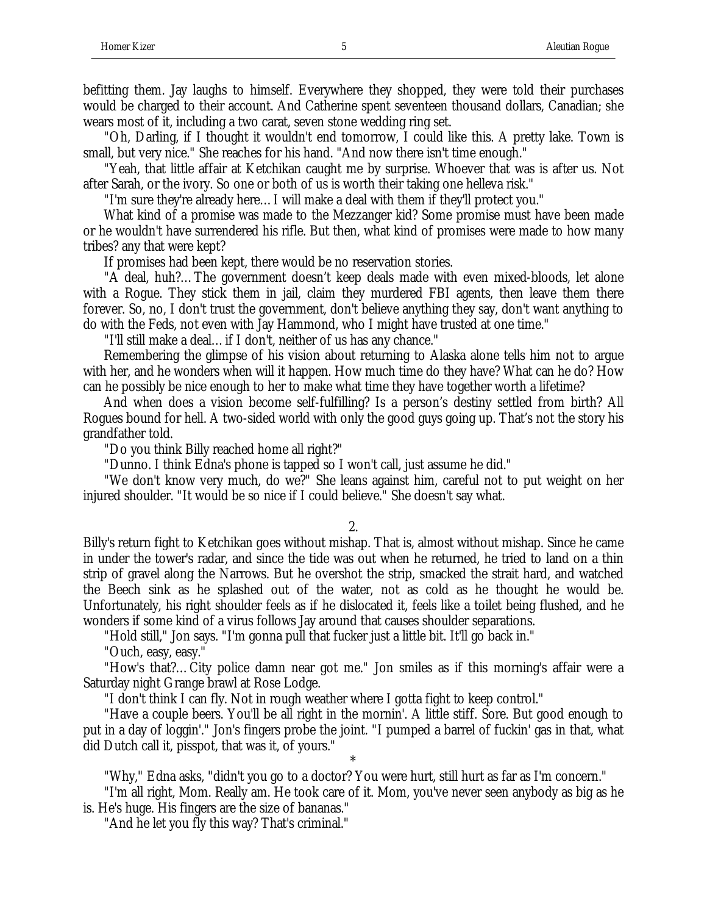befitting them. Jay laughs to himself. Everywhere they shopped, they were told their purchases would be charged to their account. And Catherine spent seventeen thousand dollars, Canadian; she wears most of it, including a two carat, seven stone wedding ring set.

"Oh, Darling, if I thought it wouldn't end tomorrow, I could like this. A pretty lake. Town is small, but very nice." She reaches for his hand. "And now there isn't time enough."

"Yeah, that little affair at Ketchikan caught me by surprise. Whoever that was is after us. Not after Sarah, or the ivory. So one or both of us is worth their taking one helleva risk."

"I'm sure they're already here… I will make a deal with them if they'll protect you."

What kind of a promise was made to the Mezzanger kid? Some promise must have been made or he wouldn't have surrendered his rifle. But then, what kind of promises were made to how many tribes? any that were kept?

If promises had been kept, there would be no reservation stories.

"A deal, huh?… The government doesn't keep deals made with even mixed-bloods, let alone with a Rogue. They stick them in jail, claim they murdered FBI agents, then leave them there forever. So, no, I don't trust the government, don't believe anything they say, don't want anything to do with the Feds, not even with Jay Hammond, who I might have trusted at one time."

"I'll still make a deal… if I don't, neither of us has any chance."

Remembering the glimpse of his vision about returning to Alaska alone tells him not to argue with her, and he wonders when will it happen. How much time do they have? What can he do? How can he possibly be nice enough to her to make what time they have together worth a lifetime?

And when does a vision become self-fulfilling? Is a person's destiny settled from birth? All Rogues bound for hell. A two-sided world with only the good guys going up. That's not the story his grandfather told.

"Do you think Billy reached home all right?"

"Dunno. I think Edna's phone is tapped so I won't call, just assume he did."

"We don't know very much, do we?" She leans against him, careful not to put weight on her injured shoulder. "It would be so nice if I could believe." She doesn't say what.

2.

Billy's return fight to Ketchikan goes without mishap. That is, almost without mishap. Since he came in under the tower's radar, and since the tide was out when he returned, he tried to land on a thin strip of gravel along the Narrows. But he overshot the strip, smacked the strait hard, and watched the Beech sink as he splashed out of the water, not as cold as he thought he would be. Unfortunately, his right shoulder feels as if he dislocated it, feels like a toilet being flushed, and he wonders if some kind of a virus follows Jay around that causes shoulder separations.

"Hold still," Jon says. "I'm gonna pull that fucker just a little bit. It'll go back in."

"Ouch, easy, easy."

"How's that?… City police damn near got me." Jon smiles as if this morning's affair were a Saturday night Grange brawl at Rose Lodge.

"I don't think I can fly. Not in rough weather where I gotta fight to keep control."

"Have a couple beers. You'll be all right in the mornin'. A little stiff. Sore. But good enough to put in a day of loggin'." Jon's fingers probe the joint. "I pumped a barrel of fuckin' gas in that, what did Dutch call it, pisspot, that was it, of yours."

*

"Why," Edna asks, "didn't you go to a doctor? You were hurt, still hurt as far as I'm concern."

"I'm all right, Mom. Really am. He took care of it. Mom, you've never seen anybody as big as he is. He's huge. His fingers are the size of bananas."

"And he let you fly this way? That's criminal."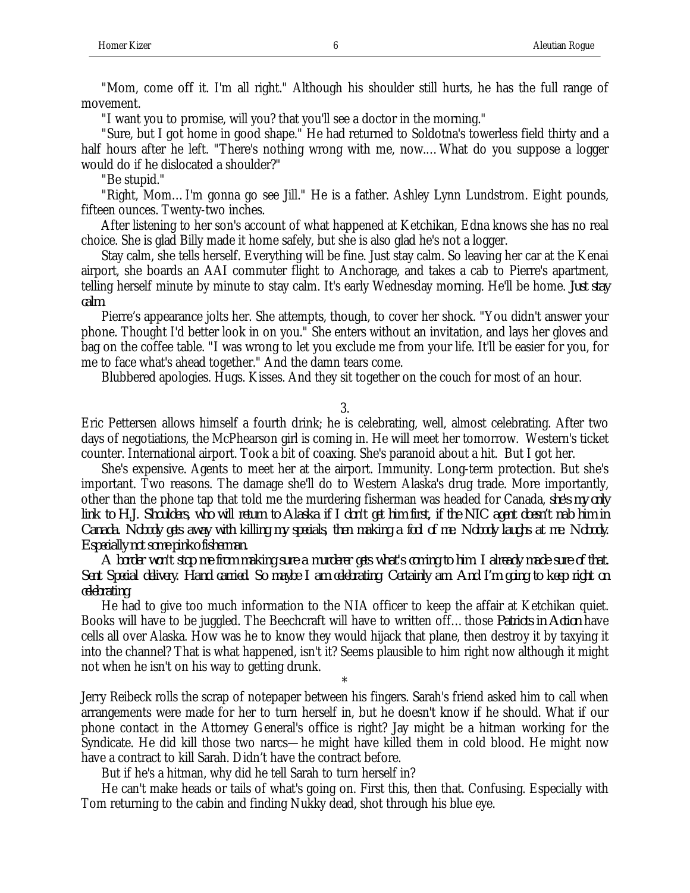"Mom, come off it. I'm all right." Although his shoulder still hurts, he has the full range of movement.

"I want you to promise, will you? that you'll see a doctor in the morning."

"Sure, but I got home in good shape." He had returned to Soldotna's towerless field thirty and a half hours after he left. "There's nothing wrong with me, now.... What do you suppose a logger would do if he dislocated a shoulder?"

"Be stupid."

"Right, Mom... I'm gonna go see Jill." He is a father. Ashley Lynn Lundstrom. Eight pounds, fifteen ounces. Twenty-two inches.

After listening to her son's account of what happened at Ketchikan, Edna knows she has no real choice. She is glad Billy made it home safely, but she is also glad he's not a logger.

Stay calm, she tells herself. Everything will be fine. Just stay calm. So leaving her car at the Kenai airport, she boards an AAI commuter flight to Anchorage, and takes a cab to Pierre's apartment, telling herself minute by minute to stay calm. It's early Wednesday morning. He'll be home. *Just stay calm.*

Pierre's appearance jolts her. She attempts, though, to cover her shock. "You didn't answer your phone. Thought I'd better look in on you." She enters without an invitation, and lays her gloves and bag on the coffee table. "I was wrong to let you exclude me from your life. It'll be easier for you, for me to face what's ahead together." And the damn tears come.

Blubbered apologies. Hugs. Kisses. And they sit together on the couch for most of an hour.

3.

Eric Pettersen allows himself a fourth drink; he is celebrating, well, almost celebrating. After two days of negotiations, the McPhearson girl is coming in. He will meet her tomorrow. Western's ticket counter. International airport. Took a bit of coaxing. She's paranoid about a hit. But I got her.

She's expensive. Agents to meet her at the airport. Immunity. Long-term protection. But she's important. Two reasons. The damage she'll do to Western Alaska's drug trade. More importantly, other than the phone tap that told me the murdering fisherman was headed for Canada, *she's my only link to H.J. Shoulders, who will return to Alaska if I don't get him first, if the NIC agent doesn't nab him in Canada. Nobody gets away with killing my specials, then making a fool of me. Nobody laughs at me. Nobody. Especially not some pinko fisherman.*

*A border won't stop me from making sure a murderer gets what's coming to him. I already made sure of that. Sent. Special delivery. Hand carried. So maybe I am celebrating. Certainly am. And I'm going to keep right on celebrating.*

He had to give too much information to the NIA officer to keep the affair at Ketchikan quiet. Books will have to be juggled. The Beechcraft will have to written off... those *Patriots in Action* have cells all over Alaska. How was he to know they would hijack that plane, then destroy it by taxying it into the channel? That is what happened, isn't it? Seems plausible to him right now although it might not when he isn't on his way to getting drunk.

\*

Jerry Reibeck rolls the scrap of notepaper between his fingers. Sarah's friend asked him to call when arrangements were made for her to turn herself in, but he doesn't know if he should. What if our phone contact in the Attorney General's office is right? Jay might be a hitman working for the Syndicate. He did kill those two narcs—he might have killed them in cold blood. He might now have a contract to kill Sarah. Didn't have the contract before.

But if he's a hitman, why did he tell Sarah to turn herself in?

He can't make heads or tails of what's going on. First this, then that. Confusing. Especially with Tom returning to the cabin and finding Nukky dead, shot through his blue eye.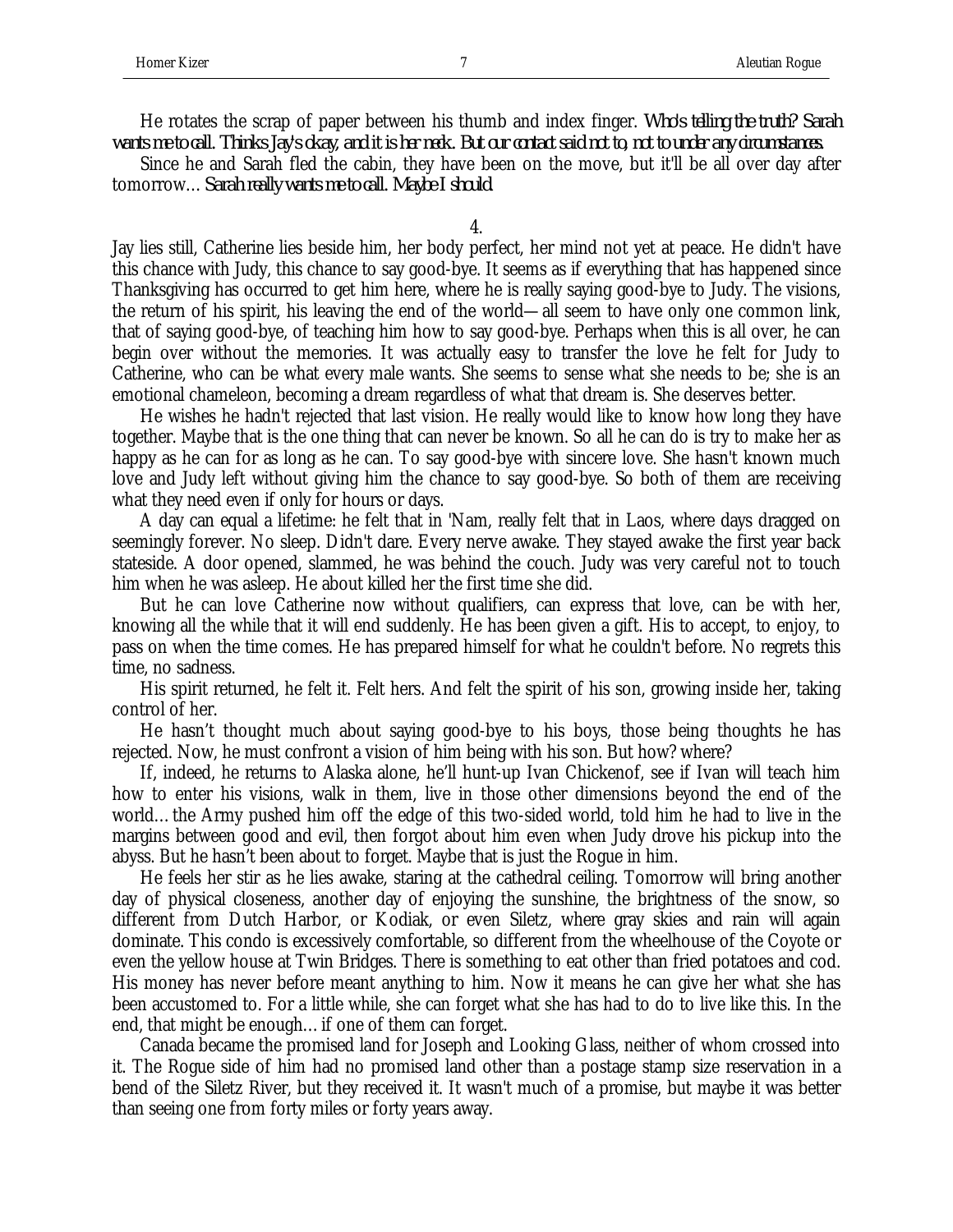He rotates the scrap of paper between his thumb and index finger. *Who's telling the truth? Sarah wants me to call. Thinks Jay's okay, and it is her neck. But our contact said not to, not to under any circumstances.*

Since he and Sarah fled the cabin, they have been on the move, but it'll be all over day after tomorrow… *Sarah really wants me to call. Maybe I should.*

4.

Jay lies still, Catherine lies beside him, her body perfect, her mind not yet at peace. He didn't have this chance with Judy, this chance to say good-bye. It seems as if everything that has happened since Thanksgiving has occurred to get him here, where he is really saying good-bye to Judy. The visions, the return of his spirit, his leaving the end of the world—all seem to have only one common link, that of saying good-bye, of teaching him how to say good-bye. Perhaps when this is all over, he can begin over without the memories. It was actually easy to transfer the love he felt for Judy to Catherine, who can be what every male wants. She seems to sense what she needs to be; she is an emotional chameleon, becoming a dream regardless of what that dream is. She deserves better.

He wishes he hadn't rejected that last vision. He really would like to know how long they have together. Maybe that is the one thing that can never be known. So all he can do is try to make her as happy as he can for as long as he can. To say good-bye with sincere love. She hasn't known much love and Judy left without giving him the chance to say good-bye. So both of them are receiving what they need even if only for hours or days.

A day can equal a lifetime: he felt that in 'Nam, really felt that in Laos, where days dragged on seemingly forever. No sleep. Didn't dare. Every nerve awake. They stayed awake the first year back stateside. A door opened, slammed, he was behind the couch. Judy was very careful not to touch him when he was asleep. He about killed her the first time she did.

But he can love Catherine now without qualifiers, can express that love, can be with her, knowing all the while that it will end suddenly. He has been given a gift. His to accept, to enjoy, to pass on when the time comes. He has prepared himself for what he couldn't before. No regrets this time, no sadness.

His spirit returned, he felt it. Felt hers. And felt the spirit of his son, growing inside her, taking control of her.

He hasn't thought much about saying good-bye to his boys, those being thoughts he has rejected. Now, he must confront a vision of him being with his son. But how? where?

If, indeed, he returns to Alaska alone, he'll hunt-up Ivan Chickenof, see if Ivan will teach him how to enter his visions, walk in them, live in those other dimensions beyond the end of the world… the Army pushed him off the edge of this two-sided world, told him he had to live in the margins between good and evil, then forgot about him even when Judy drove his pickup into the abyss. But he hasn't been about to forget. Maybe that is just the Rogue in him.

He feels her stir as he lies awake, staring at the cathedral ceiling. Tomorrow will bring another day of physical closeness, another day of enjoying the sunshine, the brightness of the snow, so different from Dutch Harbor, or Kodiak, or even Siletz, where gray skies and rain will again dominate. This condo is excessively comfortable, so different from the wheelhouse of the Coyote or even the yellow house at Twin Bridges. There is something to eat other than fried potatoes and cod. His money has never before meant anything to him. Now it means he can give her what she has been accustomed to. For a little while, she can forget what she has had to do to live like this. In the end, that might be enough… if one of them can forget.

Canada became the promised land for Joseph and Looking Glass, neither of whom crossed into it. The Rogue side of him had no promised land other than a postage stamp size reservation in a bend of the Siletz River, but they received it. It wasn't much of a promise, but maybe it was better than seeing one from forty miles or forty years away.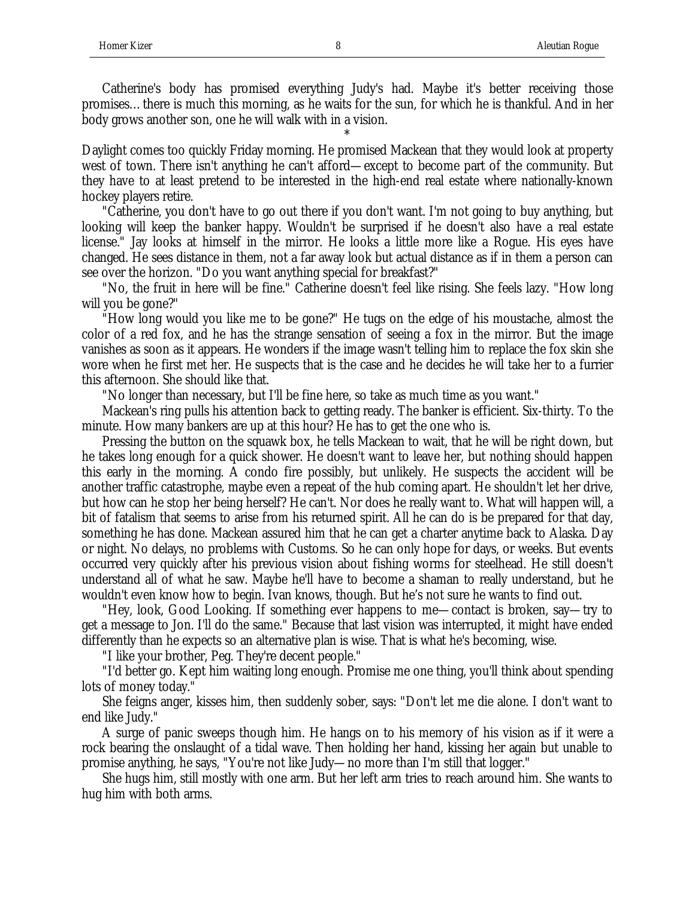Catherine's body has promised everything Judy's had. Maybe it's better receiving those promises… there is much this morning, as he waits for the sun, for which he is thankful. And in her body grows another son, one he will walk with in a vision.

*

Daylight comes too quickly Friday morning. He promised Mackean that they would look at property west of town. There isn't anything he can't afford—except to become part of the community. But they have to at least pretend to be interested in the high-end real estate where nationally-known hockey players retire.

"Catherine, you don't have to go out there if you don't want. I'm not going to buy anything, but looking will keep the banker happy. Wouldn't be surprised if he doesn't also have a real estate license." Jay looks at himself in the mirror. He looks a little more like a Rogue. His eyes have changed. He sees distance in them, not a far away look but actual distance as if in them a person can see over the horizon. "Do you want anything special for breakfast?"

"No, the fruit in here will be fine." Catherine doesn't feel like rising. She feels lazy. "How long will you be gone?"

"How long would you like me to be gone?" He tugs on the edge of his moustache, almost the color of a red fox, and he has the strange sensation of seeing a fox in the mirror. But the image vanishes as soon as it appears. He wonders if the image wasn't telling him to replace the fox skin she wore when he first met her. He suspects that is the case and he decides he will take her to a furrier this afternoon. She should like that.

"No longer than necessary, but I'll be fine here, so take as much time as you want."

Mackean's ring pulls his attention back to getting ready. The banker is efficient. Six-thirty. To the minute. How many bankers are up at this hour? He has to get the one who is.

Pressing the button on the squawk box, he tells Mackean to wait, that he will be right down, but he takes long enough for a quick shower. He doesn't want to leave her, but nothing should happen this early in the morning. A condo fire possibly, but unlikely. He suspects the accident will be another traffic catastrophe, maybe even a repeat of the hub coming apart. He shouldn't let her drive, but how can he stop her being herself? He can't. Nor does he really want to. What will happen will, a bit of fatalism that seems to arise from his returned spirit. All he can do is be prepared for that day, something he has done. Mackean assured him that he can get a charter anytime back to Alaska. Day or night. No delays, no problems with Customs. So he can only hope for days, or weeks. But events occurred very quickly after his previous vision about fishing worms for steelhead. He still doesn't understand all of what he saw. Maybe he'll have to become a shaman to really understand, but he wouldn't even know how to begin. Ivan knows, though. But he's not sure he wants to find out.

"Hey, look, Good Looking. If something ever happens to me—contact is broken, say—try to get a message to Jon. I'll do the same." Because that last vision was interrupted, it might have ended differently than he expects so an alternative plan is wise. That is what he's becoming, wise.

"I like your brother, Peg. They're decent people."

"I'd better go. Kept him waiting long enough. Promise me one thing, you'll think about spending lots of money today."

She feigns anger, kisses him, then suddenly sober, says: "Don't let me die alone. I don't want to end like Judy."

A surge of panic sweeps though him. He hangs on to his memory of his vision as if it were a rock bearing the onslaught of a tidal wave. Then holding her hand, kissing her again but unable to promise anything, he says, "You're not like Judy—no more than I'm still that logger."

She hugs him, still mostly with one arm. But her left arm tries to reach around him. She wants to hug him with both arms.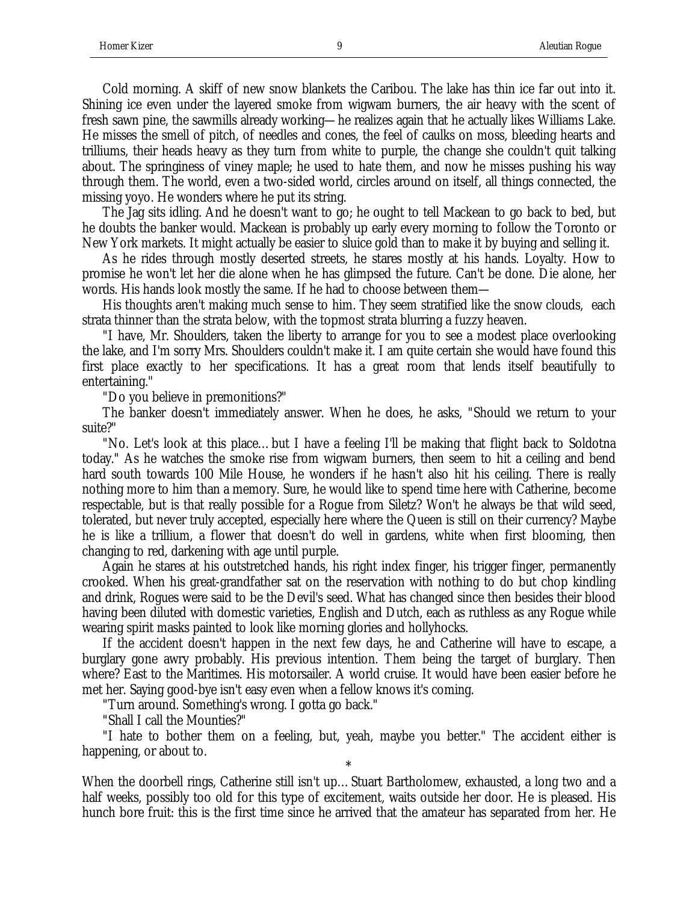Cold morning. A skiff of new snow blankets the Caribou. The lake has thin ice far out into it. Shining ice even under the layered smoke from wigwam burners, the air heavy with the scent of fresh sawn pine, the sawmills already working—he realizes again that he actually likes Williams Lake. He misses the smell of pitch, of needles and cones, the feel of caulks on moss, bleeding hearts and trilliums, their heads heavy as they turn from white to purple, the change she couldn't quit talking about. The springiness of viney maple; he used to hate them, and now he misses pushing his way through them. The world, even a two-sided world, circles around on itself, all things connected, the missing yoyo. He wonders where he put its string.

The Jag sits idling. And he doesn't want to go; he ought to tell Mackean to go back to bed, but he doubts the banker would. Mackean is probably up early every morning to follow the Toronto or New York markets. It might actually be easier to sluice gold than to make it by buying and selling it.

As he rides through mostly deserted streets, he stares mostly at his hands. Loyalty. How to promise he won't let her die alone when he has glimpsed the future. Can't be done. Die alone, her words. His hands look mostly the same. If he had to choose between them—

His thoughts aren't making much sense to him. They seem stratified like the snow clouds, each strata thinner than the strata below, with the topmost strata blurring a fuzzy heaven.

"I have, Mr. Shoulders, taken the liberty to arrange for you to see a modest place overlooking the lake, and I'm sorry Mrs. Shoulders couldn't make it. I am quite certain she would have found this first place exactly to her specifications. It has a great room that lends itself beautifully to entertaining."

"Do you believe in premonitions?"

The banker doesn't immediately answer. When he does, he asks, "Should we return to your suite?"

"No. Let's look at this place… but I have a feeling I'll be making that flight back to Soldotna today." As he watches the smoke rise from wigwam burners, then seem to hit a ceiling and bend hard south towards 100 Mile House, he wonders if he hasn't also hit his ceiling. There is really nothing more to him than a memory. Sure, he would like to spend time here with Catherine, become respectable, but is that really possible for a Rogue from Siletz? Won't he always be that wild seed, tolerated, but never truly accepted, especially here where the Queen is still on their currency? Maybe he is like a trillium, a flower that doesn't do well in gardens, white when first blooming, then changing to red, darkening with age until purple.

Again he stares at his outstretched hands, his right index finger, his trigger finger, permanently crooked. When his great-grandfather sat on the reservation with nothing to do but chop kindling and drink, Rogues were said to be the Devil's seed. What has changed since then besides their blood having been diluted with domestic varieties, English and Dutch, each as ruthless as any Rogue while wearing spirit masks painted to look like morning glories and hollyhocks.

If the accident doesn't happen in the next few days, he and Catherine will have to escape, a burglary gone awry probably. His previous intention. Them being the target of burglary. Then where? East to the Maritimes. His motorsailer. A world cruise. It would have been easier before he met her. Saying good-bye isn't easy even when a fellow knows it's coming.

"Turn around. Something's wrong. I gotta go back."

"Shall I call the Mounties?"

"I hate to bother them on a feeling, but, yeah, maybe you better." The accident either is happening, or about to.

*

When the doorbell rings, Catherine still isn't up… Stuart Bartholomew, exhausted, a long two and a half weeks, possibly too old for this type of excitement, waits outside her door. He is pleased. His hunch bore fruit: this is the first time since he arrived that the amateur has separated from her. He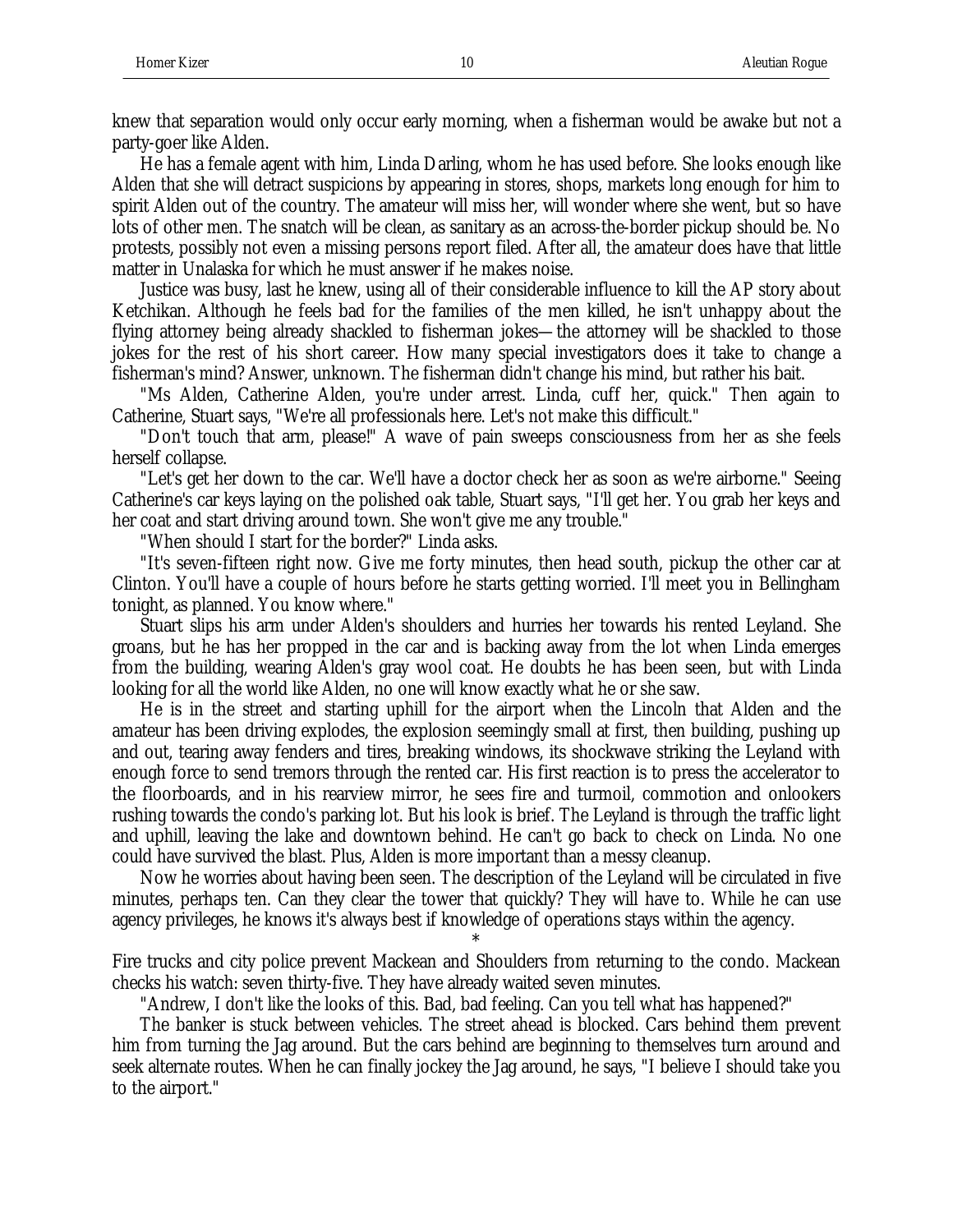knew that separation would only occur early morning, when a fisherman would be awake but not a party-goer like Alden.

He has a female agent with him, Linda Darling, whom he has used before. She looks enough like Alden that she will detract suspicions by appearing in stores, shops, markets long enough for him to spirit Alden out of the country. The amateur will miss her, will wonder where she went, but so have lots of other men. The snatch will be clean, as sanitary as an across-the-border pickup should be. No protests, possibly not even a missing persons report filed. After all, the amateur does have that little matter in Unalaska for which he must answer if he makes noise.

Justice was busy, last he knew, using all of their considerable influence to kill the AP story about Ketchikan. Although he feels bad for the families of the men killed, he isn't unhappy about the flying attorney being already shackled to fisherman jokes—the attorney will be shackled to those jokes for the rest of his short career. How many special investigators does it take to change a fisherman's mind? Answer, unknown. The fisherman didn't change his mind, but rather his bait.

"Ms Alden, Catherine Alden, you're under arrest. Linda, cuff her, quick." Then again to Catherine, Stuart says, "We're all professionals here. Let's not make this difficult."

"Don't touch that arm, please!" A wave of pain sweeps consciousness from her as she feels herself collapse.

"Let's get her down to the car. We'll have a doctor check her as soon as we're airborne." Seeing Catherine's car keys laying on the polished oak table, Stuart says, "I'll get her. You grab her keys and her coat and start driving around town. She won't give me any trouble."

"When should I start for the border?" Linda asks.

"It's seven-fifteen right now. Give me forty minutes, then head south, pickup the other car at Clinton. You'll have a couple of hours before he starts getting worried. I'll meet you in Bellingham tonight, as planned. You know where."

Stuart slips his arm under Alden's shoulders and hurries her towards his rented Leyland. She groans, but he has her propped in the car and is backing away from the lot when Linda emerges from the building, wearing Alden's gray wool coat. He doubts he has been seen, but with Linda looking for all the world like Alden, no one will know exactly what he or she saw.

He is in the street and starting uphill for the airport when the Lincoln that Alden and the amateur has been driving explodes, the explosion seemingly small at first, then building, pushing up and out, tearing away fenders and tires, breaking windows, its shockwave striking the Leyland with enough force to send tremors through the rented car. His first reaction is to press the accelerator to the floorboards, and in his rearview mirror, he sees fire and turmoil, commotion and onlookers rushing towards the condo's parking lot. But his look is brief. The Leyland is through the traffic light and uphill, leaving the lake and downtown behind. He can't go back to check on Linda. No one could have survived the blast. Plus, Alden is more important than a messy cleanup.

Now he worries about having been seen. The description of the Leyland will be circulated in five minutes, perhaps ten. Can they clear the tower that quickly? They will have to. While he can use agency privileges, he knows it's always best if knowledge of operations stays within the agency.

*

Fire trucks and city police prevent Mackean and Shoulders from returning to the condo. Mackean checks his watch: seven thirty-five. They have already waited seven minutes.

"Andrew, I don't like the looks of this. Bad, bad feeling. Can you tell what has happened?"

The banker is stuck between vehicles. The street ahead is blocked. Cars behind them prevent him from turning the Jag around. But the cars behind are beginning to themselves turn around and seek alternate routes. When he can finally jockey the Jag around, he says, "I believe I should take you to the airport."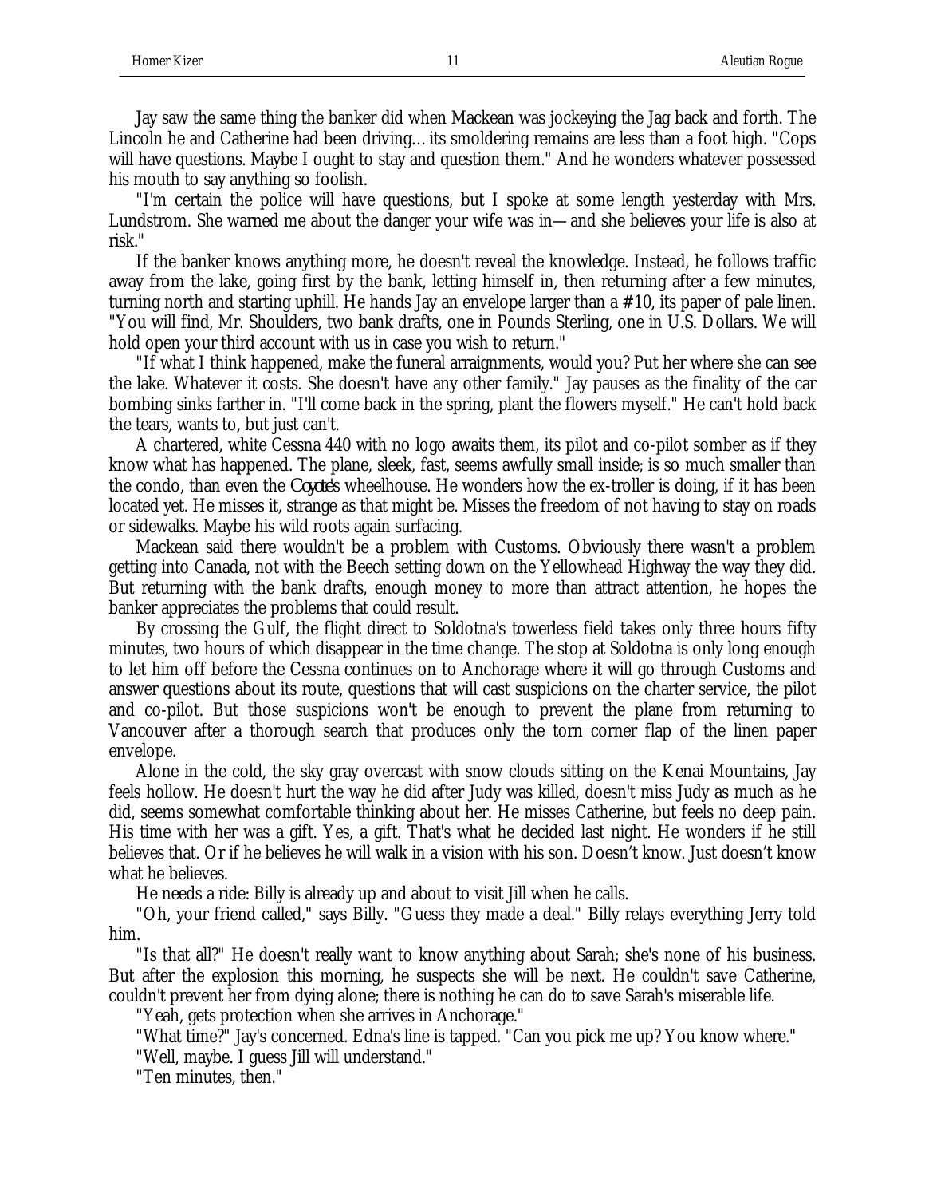Jay saw the same thing the banker did when Mackean was jockeying the Jag back and forth. The Lincoln he and Catherine had been driving... its smoldering remains are less than a foot high. "Cops will have questions. Maybe I ought to stay and question them." And he wonders whatever possessed his mouth to say anything so foolish.

"I'm certain the police will have questions, but I spoke at some length yesterday with Mrs. Lundstrom. She warned me about the danger your wife was in—and she believes your life is also at risk."

If the banker knows anything more, he doesn't reveal the knowledge. Instead, he follows traffic away from the lake, going first by the bank, letting himself in, then returning after a few minutes, turning north and starting uphill. He hands Jay an envelope larger than a #10, its paper of pale linen. "You will find, Mr. Shoulders, two bank drafts, one in Pounds Sterling, one in U.S. Dollars. We will hold open your third account with us in case you wish to return."

"If what I think happened, make the funeral arraignments, would you? Put her where she can see the lake. Whatever it costs. She doesn't have any other family." Jay pauses as the finality of the car bombing sinks farther in. "I'll come back in the spring, plant the flowers myself." He can't hold back the tears, wants to, but just can't.

A chartered, white Cessna 440 with no logo awaits them, its pilot and co-pilot somber as if they know what has happened. The plane, sleek, fast, seems awfully small inside; is so much smaller than the condo, than even the *Coyote's* wheelhouse. He wonders how the ex-troller is doing, if it has been located yet. He misses it, strange as that might be. Misses the freedom of not having to stay on roads or sidewalks. Maybe his wild roots again surfacing.

Mackean said there wouldn't be a problem with Customs. Obviously there wasn't a problem getting into Canada, not with the Beech setting down on the Yellowhead Highway the way they did. But returning with the bank drafts, enough money to more than attract attention, he hopes the banker appreciates the problems that could result.

By crossing the Gulf, the flight direct to Soldotna's towerless field takes only three hours fifty minutes, two hours of which disappear in the time change. The stop at Soldotna is only long enough to let him off before the Cessna continues on to Anchorage where it will go through Customs and answer questions about its route, questions that will cast suspicions on the charter service, the pilot and co-pilot. But those suspicions won't be enough to prevent the plane from returning to Vancouver after a thorough search that produces only the torn corner flap of the linen paper envelope.

Alone in the cold, the sky gray overcast with snow clouds sitting on the Kenai Mountains, Jay feels hollow. He doesn't hurt the way he did after Judy was killed, doesn't miss Judy as much as he did, seems somewhat comfortable thinking about her. He misses Catherine, but feels no deep pain. His time with her was a gift. Yes, a gift. That's what he decided last night. He wonders if he still believes that. Or if he believes he will walk in a vision with his son. Doesn't know. Just doesn't know what he believes.

He needs a ride: Billy is already up and about to visit Jill when he calls.

"Oh, your friend called," says Billy. "Guess they made a deal." Billy relays everything Jerry told him.

"Is that all?" He doesn't really want to know anything about Sarah; she's none of his business. But after the explosion this morning, he suspects she will be next. He couldn't save Catherine, couldn't prevent her from dying alone; there is nothing he can do to save Sarah's miserable life.

"Yeah, gets protection when she arrives in Anchorage."

"What time?" Jay's concerned. Edna's line is tapped. "Can you pick me up? You know where."

"Well, maybe. I guess Jill will understand."

"Ten minutes, then."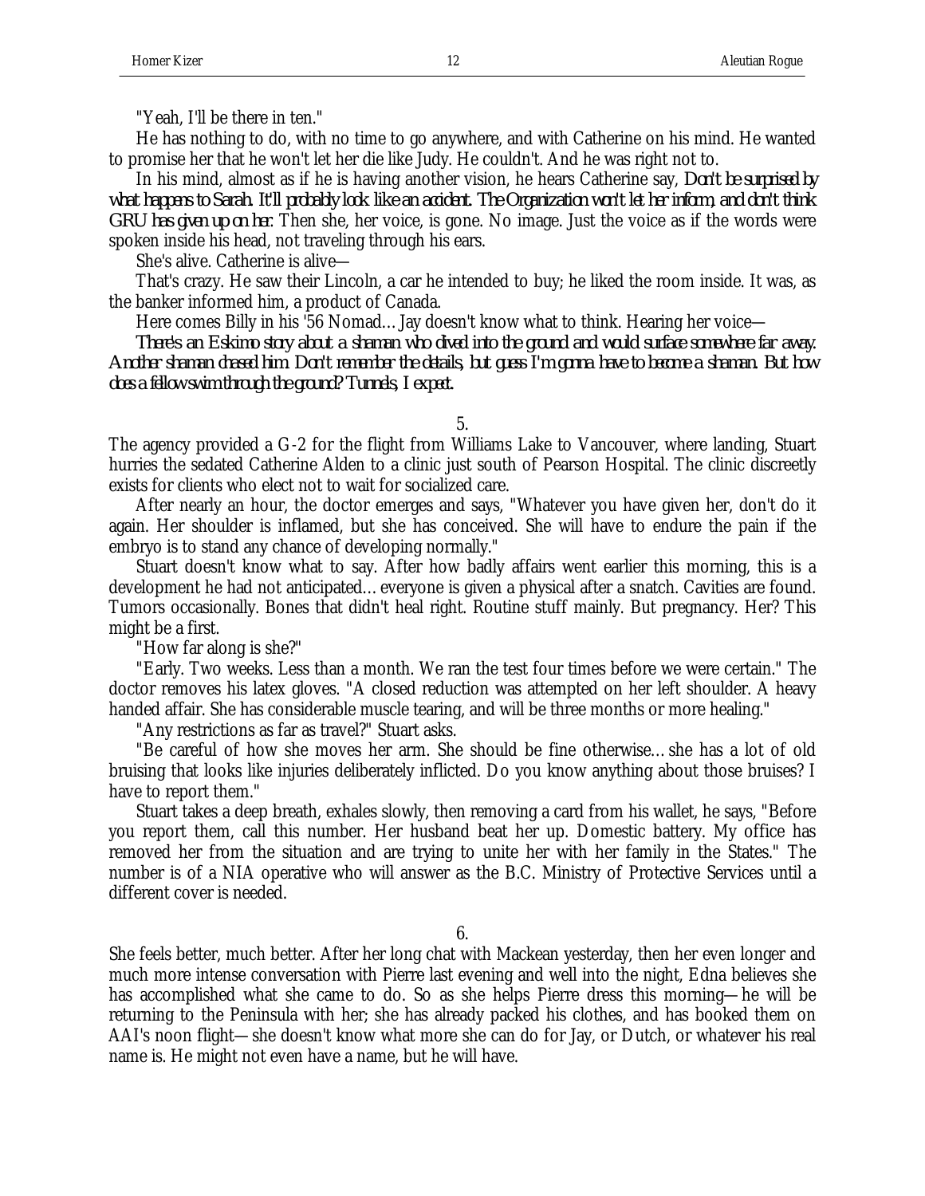"Yeah, I'll be there in ten."

He has nothing to do, with no time to go anywhere, and with Catherine on his mind. He wanted to promise her that he won't let her die like Judy. He couldn't. And he was right not to.

In his mind, almost as if he is having another vision, he hears Catherine say, *Don't be surprised by what happens to Sarah. It'll probably look like an accident. The Organization won't let her inform, and don't think GRU has given up on her.* Then she, her voice, is gone. No image. Just the voice as if the words were spoken inside his head, not traveling through his ears.

She's alive. Catherine is alive—

That's crazy. He saw their Lincoln, a car he intended to buy; he liked the room inside. It was, as the banker informed him, a product of Canada.

Here comes Billy in his '56 Nomad… Jay doesn't know what to think. Hearing her voice—

*There's an Eskimo story about a shaman who dived into the ground and would surface somewhere far away. Another shaman chased him. Don't remember the details, but guess I'm gonna have to become a shaman. But how does a fellow swim through the ground? Tunnels, I expect.*

5.

The agency provided a G-2 for the flight from Williams Lake to Vancouver, where landing, Stuart hurries the sedated Catherine Alden to a clinic just south of Pearson Hospital. The clinic discreetly exists for clients who elect not to wait for socialized care.

After nearly an hour, the doctor emerges and says, "Whatever you have given her, don't do it again. Her shoulder is inflamed, but she has conceived. She will have to endure the pain if the embryo is to stand any chance of developing normally."

Stuart doesn't know what to say. After how badly affairs went earlier this morning, this is a development he had not anticipated… everyone is given a physical after a snatch. Cavities are found. Tumors occasionally. Bones that didn't heal right. Routine stuff mainly. But pregnancy. Her? This might be a first.

"How far along is she?"

"Early. Two weeks. Less than a month. We ran the test four times before we were certain." The doctor removes his latex gloves. "A closed reduction was attempted on her left shoulder. A heavy handed affair. She has considerable muscle tearing, and will be three months or more healing."

"Any restrictions as far as travel?" Stuart asks.

"Be careful of how she moves her arm. She should be fine otherwise… she has a lot of old bruising that looks like injuries deliberately inflicted. Do you know anything about those bruises? I have to report them."

Stuart takes a deep breath, exhales slowly, then removing a card from his wallet, he says, "Before you report them, call this number. Her husband beat her up. Domestic battery. My office has removed her from the situation and are trying to unite her with her family in the States." The number is of a NIA operative who will answer as the B.C. Ministry of Protective Services until a different cover is needed.

6.

She feels better, much better. After her long chat with Mackean yesterday, then her even longer and much more intense conversation with Pierre last evening and well into the night, Edna believes she has accomplished what she came to do. So as she helps Pierre dress this morning—he will be returning to the Peninsula with her; she has already packed his clothes, and has booked them on AAI's noon flight—she doesn't know what more she can do for Jay, or Dutch, or whatever his real name is. He might not even have a name, but he will have.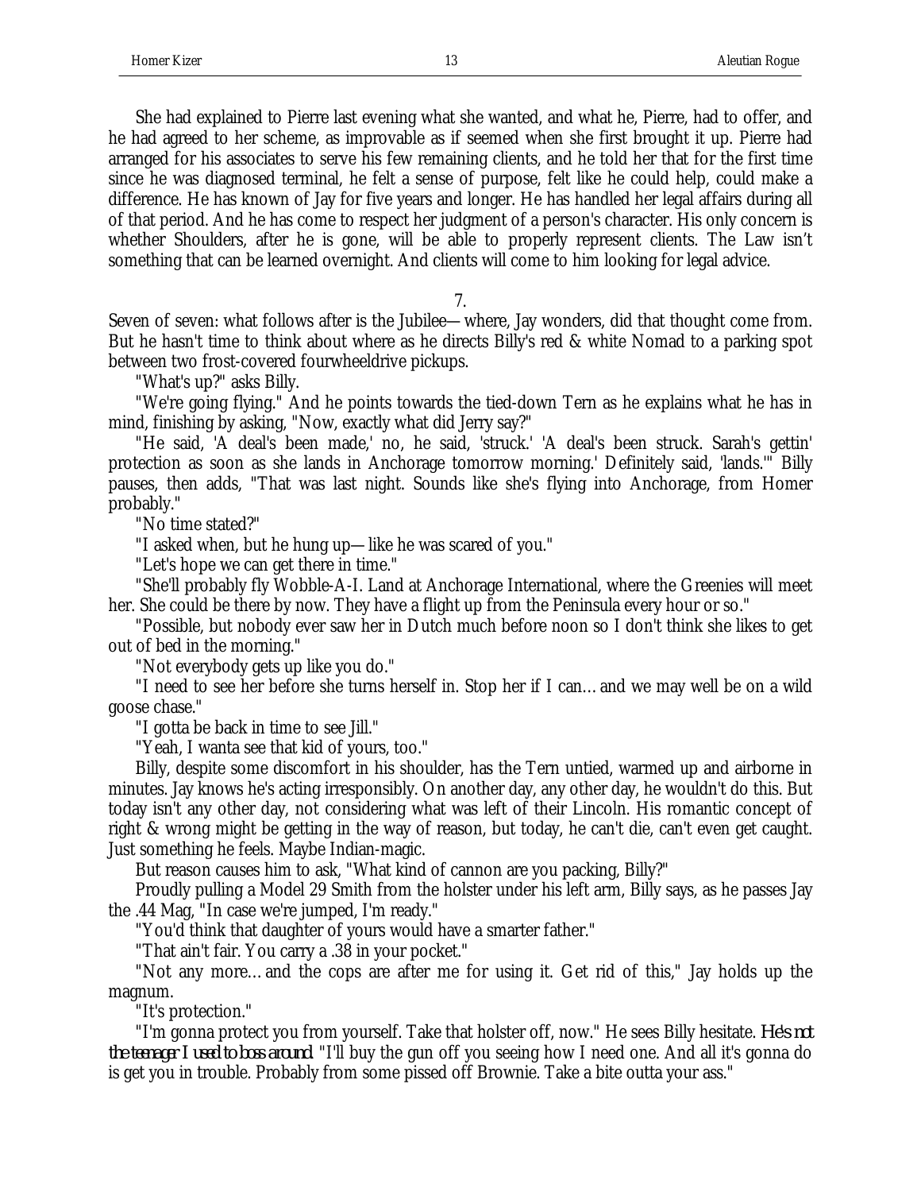She had explained to Pierre last evening what she wanted, and what he, Pierre, had to offer, and he had agreed to her scheme, as improvable as if seemed when she first brought it up. Pierre had arranged for his associates to serve his few remaining clients, and he told her that for the first time since he was diagnosed terminal, he felt a sense of purpose, felt like he could help, could make a difference. He has known of Jay for five years and longer. He has handled her legal affairs during all of that period. And he has come to respect her judgment of a person's character. His only concern is whether Shoulders, after he is gone, will be able to properly represent clients. The Law isn't something that can be learned overnight. And clients will come to him looking for legal advice.

7.

Seven of seven: what follows after is the Jubilee—where, Jay wonders, did that thought come from. But he hasn't time to think about where as he directs Billy's red & white Nomad to a parking spot between two frost-covered fourwheeldrive pickups.

"What's up?" asks Billy.

"We're going flying." And he points towards the tied-down Tern as he explains what he has in mind, finishing by asking, "Now, exactly what did Jerry say?"

"He said, 'A deal's been made,' no, he said, 'struck.' 'A deal's been struck. Sarah's gettin' protection as soon as she lands in Anchorage tomorrow morning.' Definitely said, 'lands.'" Billy pauses, then adds, "That was last night. Sounds like she's flying into Anchorage, from Homer probably."

"No time stated?"

"I asked when, but he hung up—like he was scared of you."

"Let's hope we can get there in time."

"She'll probably fly Wobble-A-I. Land at Anchorage International, where the Greenies will meet her. She could be there by now. They have a flight up from the Peninsula every hour or so."

"Possible, but nobody ever saw her in Dutch much before noon so I don't think she likes to get out of bed in the morning."

"Not everybody gets up like you do."

"I need to see her before she turns herself in. Stop her if I can… and we may well be on a wild goose chase."

"I gotta be back in time to see Jill."

"Yeah, I wanta see that kid of yours, too."

Billy, despite some discomfort in his shoulder, has the Tern untied, warmed up and airborne in minutes. Jay knows he's acting irresponsibly. On another day, any other day, he wouldn't do this. But today isn't any other day, not considering what was left of their Lincoln. His romantic concept of right & wrong might be getting in the way of reason, but today, he can't die, can't even get caught. Just something he feels. Maybe Indian-magic.

But reason causes him to ask, "What kind of cannon are you packing, Billy?"

Proudly pulling a Model 29 Smith from the holster under his left arm, Billy says, as he passes Jay the .44 Mag, "In case we're jumped, I'm ready."

"You'd think that daughter of yours would have a smarter father."

"That ain't fair. You carry a .38 in your pocket."

"Not any more… and the cops are after me for using it. Get rid of this," Jay holds up the magnum.

"It's protection."

"I'm gonna protect you from yourself. Take that holster off, now." He sees Billy hesitate. *He's not the teenager I used to boss around.* "I'll buy the gun off you seeing how I need one. And all it's gonna do is get you in trouble. Probably from some pissed off Brownie. Take a bite outta your ass."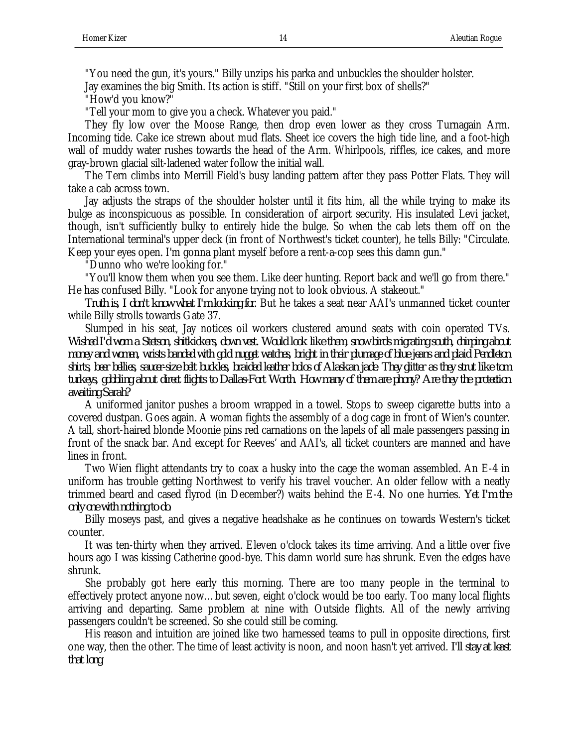"You need the gun, it's yours." Billy unzips his parka and unbuckles the shoulder holster.

Jay examines the big Smith. Its action is stiff. "Still on your first box of shells?"

"How'd you know?"

"Tell your mom to give you a check. Whatever you paid."

They fly low over the Moose Range, then drop even lower as they cross Turnagain Arm. Incoming tide. Cake ice strewn about mud flats. Sheet ice covers the high tide line, and a foot-high wall of muddy water rushes towards the head of the Arm. Whirlpools, riffles, ice cakes, and more gray-brown glacial silt-ladened water follow the initial wall.

The Tern climbs into Merrill Field's busy landing pattern after they pass Potter Flats. They will take a cab across town.

Jay adjusts the straps of the shoulder holster until it fits him, all the while trying to make its bulge as inconspicuous as possible. In consideration of airport security. His insulated Levi jacket, though, isn't sufficiently bulky to entirely hide the bulge. So when the cab lets them off on the International terminal's upper deck (in front of Northwest's ticket counter), he tells Billy: "Circulate. Keep your eyes open. I'm gonna plant myself before a rent-a-cop sees this damn gun."

"Dunno who we're looking for."

"You'll know them when you see them. Like deer hunting. Report back and we'll go from there." He has confused Billy. "Look for anyone trying not to look obvious. A stakeout."

*Truth is, I don't know what I'm looking for.* But he takes a seat near AAI's unmanned ticket counter while Billy strolls towards Gate 37.

Slumped in his seat, Jay notices oil workers clustered around seats with coin operated TVs. *Wished I'd worn a Stetson, shitkickers, down vest. Would look like them, snowbirds migrating south, chirping about money and women, wrists banded with gold nugget watches, bright in their plumage of blue jeans and plaid Pendleton shirts, beer bellies, saucer-size belt buckles, braided leather bolos of Alaskan jade. They glitter as they strut like tom turkeys, gobbling about direct flights to Dallas-Fort Worth. How many of them are phony? Are they the protection awaiting Sarah?*

A uniformed janitor pushes a broom wrapped in a towel. Stops to sweep cigarette butts into a covered dustpan. Goes again. A woman fights the assembly of a dog cage in front of Wien's counter. A tall, short-haired blonde Moonie pins red carnations on the lapels of all male passengers passing in front of the snack bar. And except for Reeves' and AAI's, all ticket counters are manned and have lines in front.

Two Wien flight attendants try to coax a husky into the cage the woman assembled. An E-4 in uniform has trouble getting Northwest to verify his travel voucher. An older fellow with a neatly trimmed beard and cased flyrod (in December?) waits behind the E-4. No one hurries. *Yet I'm the only one with nothing to do.*

Billy moseys past, and gives a negative headshake as he continues on towards Western's ticket counter.

It was ten-thirty when they arrived. Eleven o'clock takes its time arriving. And a little over five hours ago I was kissing Catherine good-bye. This damn world sure has shrunk. Even the edges have shrunk.

She probably got here early this morning. There are too many people in the terminal to effectively protect anyone now… but seven, eight o'clock would be too early. Too many local flights arriving and departing. Same problem at nine with Outside flights. All of the newly arriving passengers couldn't be screened. So she could still be coming.

His reason and intuition are joined like two harnessed teams to pull in opposite directions, first one way, then the other. The time of least activity is noon, and noon hasn't yet arrived. *I'll stay at least that long.*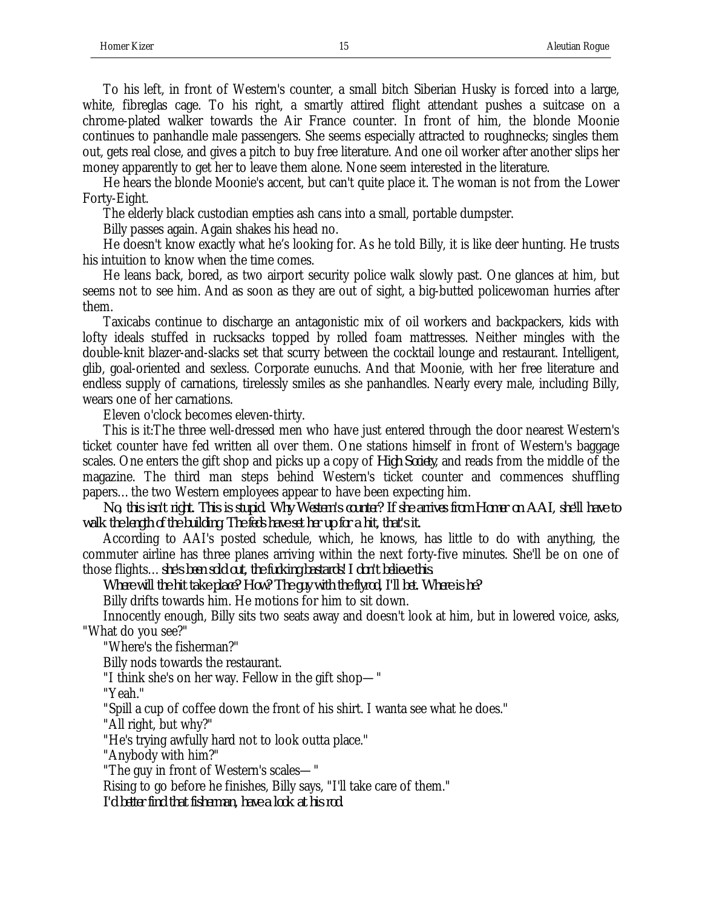To his left, in front of Western's counter, a small bitch Siberian Husky is forced into a large, white, fibreglas cage. To his right, a smartly attired flight attendant pushes a suitcase on a chrome-plated walker towards the Air France counter. In front of him, the blonde Moonie continues to panhandle male passengers. She seems especially attracted to roughnecks; singles them out, gets real close, and gives a pitch to buy free literature. And one oil worker after another slips her money apparently to get her to leave them alone. None seem interested in the literature.

He hears the blonde Moonie's accent, but can't quite place it. The woman is not from the Lower Forty-Eight.

The elderly black custodian empties ash cans into a small, portable dumpster.

Billy passes again. Again shakes his head no.

He doesn't know exactly what he's looking for. As he told Billy, it is like deer hunting. He trusts his intuition to know when the time comes.

He leans back, bored, as two airport security police walk slowly past. One glances at him, but seems not to see him. And as soon as they are out of sight, a big-butted policewoman hurries after them.

Taxicabs continue to discharge an antagonistic mix of oil workers and backpackers, kids with lofty ideals stuffed in rucksacks topped by rolled foam mattresses. Neither mingles with the double-knit blazer-and-slacks set that scurry between the cocktail lounge and restaurant. Intelligent, glib, goal-oriented and sexless. Corporate eunuchs. And that Moonie, with her free literature and endless supply of carnations, tirelessly smiles as she panhandles. Nearly every male, including Billy, wears one of her carnations.

Eleven o'clock becomes eleven-thirty.

This is it:The three well-dressed men who have just entered through the door nearest Western's ticket counter have fed written all over them. One stations himself in front of Western's baggage scales. One enters the gift shop and picks up a copy of *High Society*, and reads from the middle of the magazine. The third man steps behind Western's ticket counter and commences shuffling papers… the two Western employees appear to have been expecting him.

*No, this isn't right. This is stupid. Why Western's counter? If she arrives from Homer on AAI, she'll have to walk the length of the building. The feds have set her up for a hit, that's it.*

According to AAI's posted schedule, which, he knows, has little to do with anything, the commuter airline has three planes arriving within the next forty-five minutes. She'll be on one of those flights… *she's been sold out, the fucking bastards! I don't believe this.*

*Where will the hit take place? How? The guy with the flyrod, I'll bet. Where is he?*

Billy drifts towards him. He motions for him to sit down.

Innocently enough, Billy sits two seats away and doesn't look at him, but in lowered voice, asks, "What do you see?"

"Where's the fisherman?"

Billy nods towards the restaurant.

"I think she's on her way. Fellow in the gift shop—"

"Yeah."

"Spill a cup of coffee down the front of his shirt. I wanta see what he does."

"All right, but why?"

"He's trying awfully hard not to look outta place."

"Anybody with him?"

"The guy in front of Western's scales—"

Rising to go before he finishes, Billy says, "I'll take care of them."

*I'd better find that fisherman, have a look at his rod.*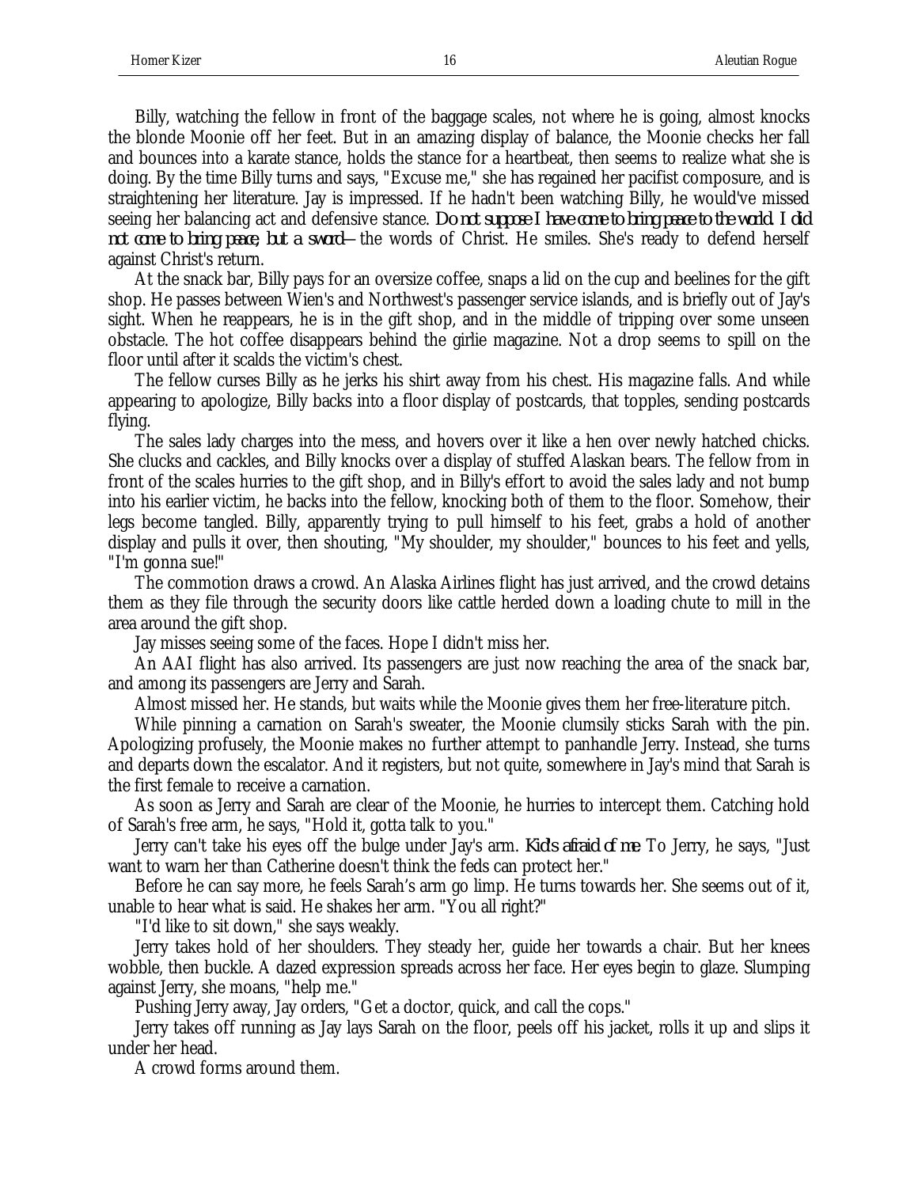Billy, watching the fellow in front of the baggage scales, not where he is going, almost knocks the blonde Moonie off her feet. But in an amazing display of balance, the Moonie checks her fall and bounces into a karate stance, holds the stance for a heartbeat, then seems to realize what she is doing. By the time Billy turns and says, "Excuse me," she has regained her pacifist composure, and is straightening her literature. Jay is impressed. If he hadn't been watching Billy, he would've missed seeing her balancing act and defensive stance. *Do not suppose I have come to bring peace to the world. I did not come to bring peace, but a sword*—the words of Christ. He smiles. She's ready to defend herself against Christ's return.

At the snack bar, Billy pays for an oversize coffee, snaps a lid on the cup and beelines for the gift shop. He passes between Wien's and Northwest's passenger service islands, and is briefly out of Jay's sight. When he reappears, he is in the gift shop, and in the middle of tripping over some unseen obstacle. The hot coffee disappears behind the girlie magazine. Not a drop seems to spill on the floor until after it scalds the victim's chest.

The fellow curses Billy as he jerks his shirt away from his chest. His magazine falls. And while appearing to apologize, Billy backs into a floor display of postcards, that topples, sending postcards flying.

The sales lady charges into the mess, and hovers over it like a hen over newly hatched chicks. She clucks and cackles, and Billy knocks over a display of stuffed Alaskan bears. The fellow from in front of the scales hurries to the gift shop, and in Billy's effort to avoid the sales lady and not bump into his earlier victim, he backs into the fellow, knocking both of them to the floor. Somehow, their legs become tangled. Billy, apparently trying to pull himself to his feet, grabs a hold of another display and pulls it over, then shouting, "My shoulder, my shoulder," bounces to his feet and yells, "I'm gonna sue!"

The commotion draws a crowd. An Alaska Airlines flight has just arrived, and the crowd detains them as they file through the security doors like cattle herded down a loading chute to mill in the area around the gift shop.

Jay misses seeing some of the faces. Hope I didn't miss her.

An AAI flight has also arrived. Its passengers are just now reaching the area of the snack bar, and among its passengers are Jerry and Sarah.

Almost missed her. He stands, but waits while the Moonie gives them her free-literature pitch.

While pinning a carnation on Sarah's sweater, the Moonie clumsily sticks Sarah with the pin. Apologizing profusely, the Moonie makes no further attempt to panhandle Jerry. Instead, she turns and departs down the escalator. And it registers, but not quite, somewhere in Jay's mind that Sarah is the first female to receive a carnation.

As soon as Jerry and Sarah are clear of the Moonie, he hurries to intercept them. Catching hold of Sarah's free arm, he says, "Hold it, gotta talk to you."

Jerry can't take his eyes off the bulge under Jay's arm. *Kid's afraid of me.* To Jerry, he says, "Just want to warn her than Catherine doesn't think the feds can protect her."

Before he can say more, he feels Sarah's arm go limp. He turns towards her. She seems out of it, unable to hear what is said. He shakes her arm. "You all right?"

"I'd like to sit down," she says weakly.

Jerry takes hold of her shoulders. They steady her, guide her towards a chair. But her knees wobble, then buckle. A dazed expression spreads across her face. Her eyes begin to glaze. Slumping against Jerry, she moans, "help me."

Pushing Jerry away, Jay orders, "Get a doctor, quick, and call the cops."

Jerry takes off running as Jay lays Sarah on the floor, peels off his jacket, rolls it up and slips it under her head.

A crowd forms around them.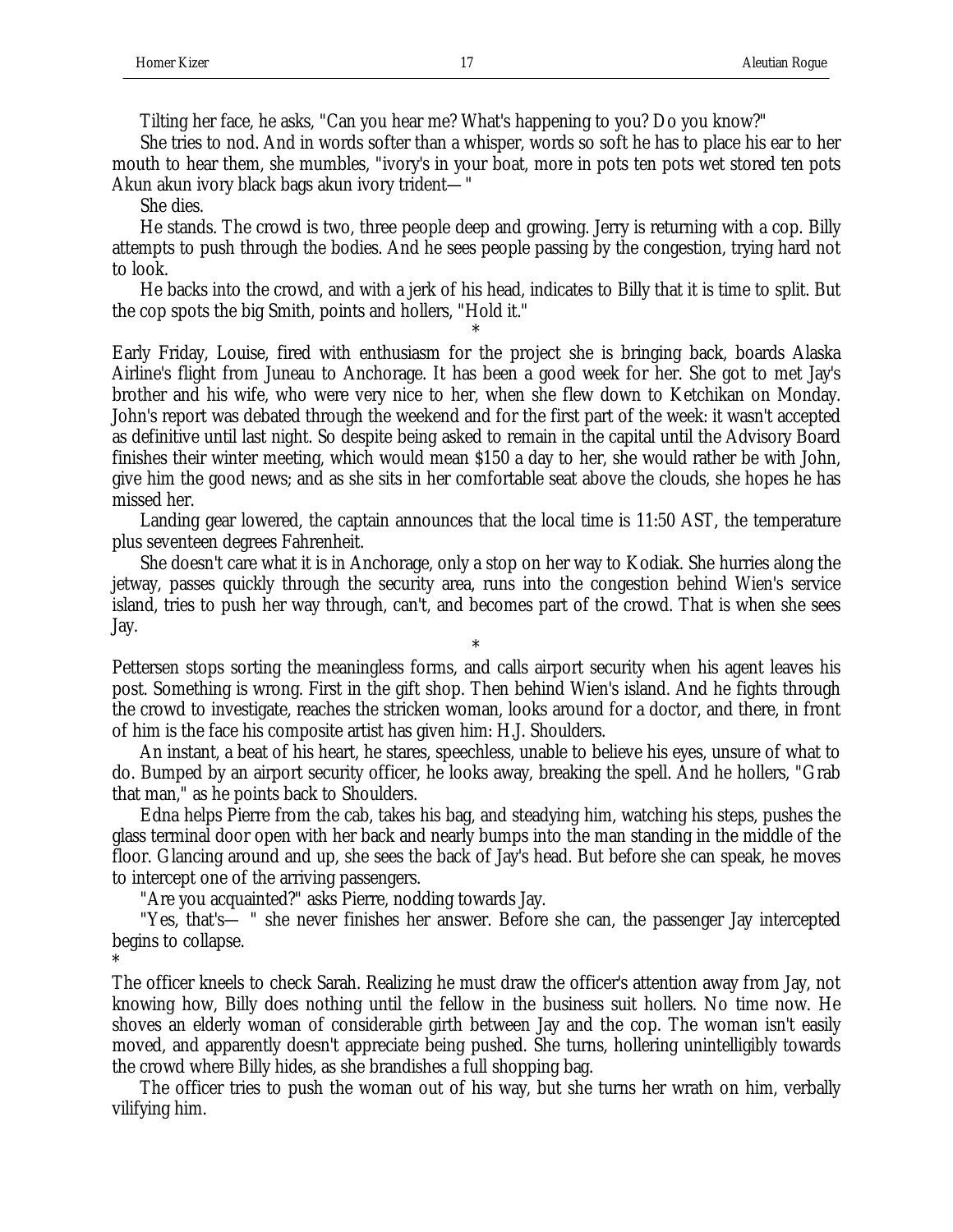Tilting her face, he asks, "Can you hear me? What's happening to you? Do you know?"

She tries to nod. And in words softer than a whisper, words so soft he has to place his ear to her mouth to hear them, she mumbles, "ivory's in your boat, more in pots ten pots wet stored ten pots Akun akun ivory black bags akun ivory trident— "

She dies.

He stands. The crowd is two, three people deep and growing. Jerry is returning with a cop. Billy attempts to push through the bodies. And he sees people passing by the congestion, trying hard not to look.

He backs into the crowd, and with a jerk of his head, indicates to Billy that it is time to split. But the cop spots the big Smith, points and hollers, "Hold it."

*

Early Friday, Louise, fired with enthusiasm for the project she is bringing back, boards Alaska Airline's flight from Juneau to Anchorage. It has been a good week for her. She got to met Jay's brother and his wife, who were very nice to her, when she flew down to Ketchikan on Monday. John's report was debated through the weekend and for the first part of the week: it wasn't accepted as definitive until last night. So despite being asked to remain in the capital until the Advisory Board finishes their winter meeting, which would mean $150 a day to her, she would rather be with John, give him the good news; and as she sits in her comfortable seat above the clouds, she hopes he has missed her.

Landing gear lowered, the captain announces that the local time is 11:50 AST, the temperature plus seventeen degrees Fahrenheit.

She doesn't care what it is in Anchorage, only a stop on her way to Kodiak. She hurries along the jetway, passes quickly through the security area, runs into the congestion behind Wien's service island, tries to push her way through, can't, and becomes part of the crowd. That is when she sees Jay.

*

Pettersen stops sorting the meaningless forms, and calls airport security when his agent leaves his post. Something is wrong. First in the gift shop. Then behind Wien's island. And he fights through the crowd to investigate, reaches the stricken woman, looks around for a doctor, and there, in front of him is the face his composite artist has given him: H.J. Shoulders.

An instant, a beat of his heart, he stares, speechless, unable to believe his eyes, unsure of what to do. Bumped by an airport security officer, he looks away, breaking the spell. And he hollers, "Grab that man," as he points back to Shoulders.

Edna helps Pierre from the cab, takes his bag, and steadying him, watching his steps, pushes the glass terminal door open with her back and nearly bumps into the man standing in the middle of the floor. Glancing around and up, she sees the back of Jay's head. But before she can speak, he moves to intercept one of the arriving passengers.

"Are you acquainted?" asks Pierre, nodding towards Jay.

"Yes, that's— " she never finishes her answer. Before she can, the passenger Jay intercepted begins to collapse.

*

The officer kneels to check Sarah. Realizing he must draw the officer's attention away from Jay, not knowing how, Billy does nothing until the fellow in the business suit hollers. No time now. He shoves an elderly woman of considerable girth between Jay and the cop. The woman isn't easily moved, and apparently doesn't appreciate being pushed. She turns, hollering unintelligibly towards the crowd where Billy hides, as she brandishes a full shopping bag.

The officer tries to push the woman out of his way, but she turns her wrath on him, verbally vilifying him.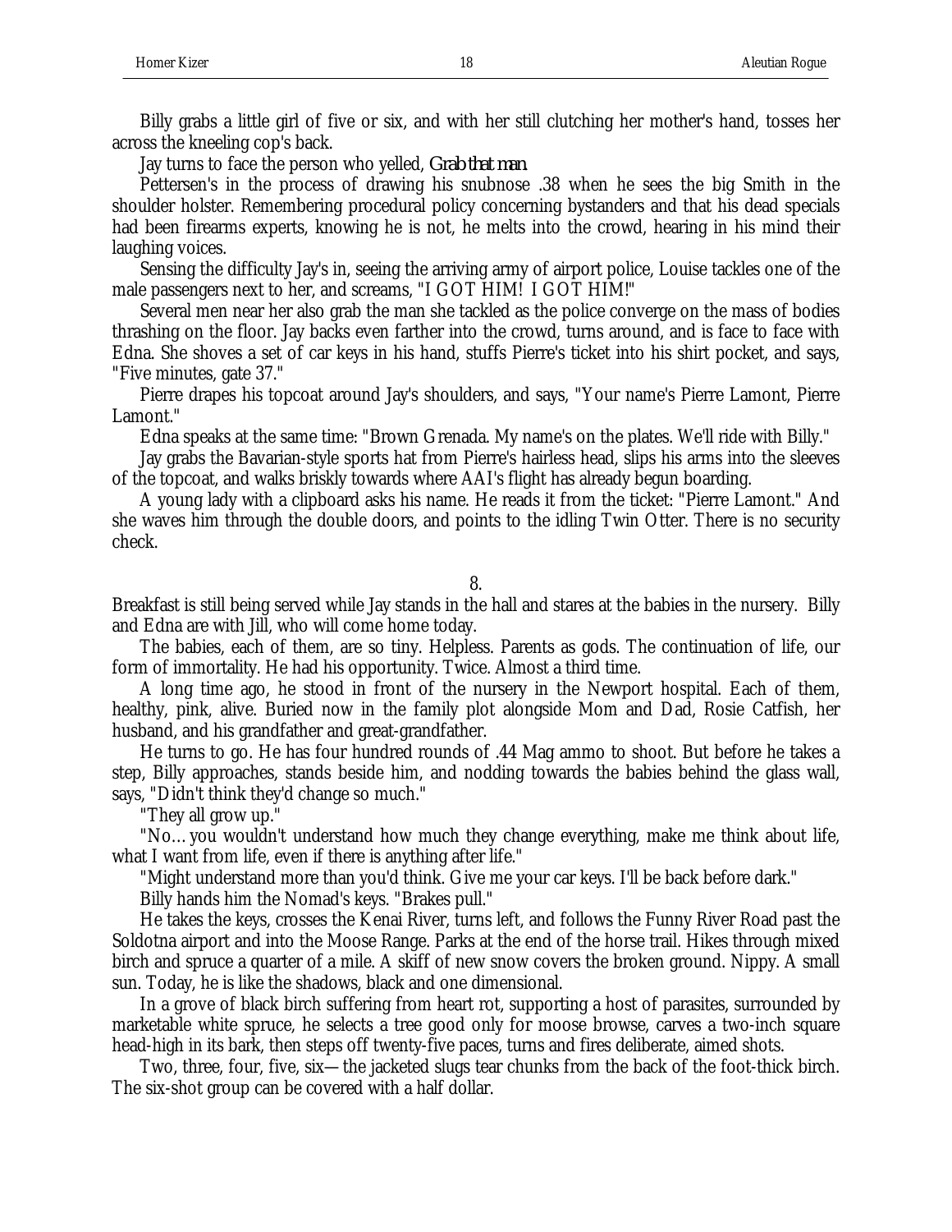Billy grabs a little girl of five or six, and with her still clutching her mother's hand, tosses her across the kneeling cop's back.

Jay turns to face the person who yelled, *Grab that man.*

Pettersen's in the process of drawing his snubnose .38 when he sees the big Smith in the shoulder holster. Remembering procedural policy concerning bystanders and that his dead specials had been firearms experts, knowing he is not, he melts into the crowd, hearing in his mind their laughing voices.

Sensing the difficulty Jay's in, seeing the arriving army of airport police, Louise tackles one of the male passengers next to her, and screams, "I GOT HIM! I GOT HIM!"

Several men near her also grab the man she tackled as the police converge on the mass of bodies thrashing on the floor. Jay backs even farther into the crowd, turns around, and is face to face with Edna. She shoves a set of car keys in his hand, stuffs Pierre's ticket into his shirt pocket, and says, "Five minutes, gate 37."

Pierre drapes his topcoat around Jay's shoulders, and says, "Your name's Pierre Lamont, Pierre Lamont."

Edna speaks at the same time: "Brown Grenada. My name's on the plates. We'll ride with Billy."

Jay grabs the Bavarian-style sports hat from Pierre's hairless head, slips his arms into the sleeves of the topcoat, and walks briskly towards where AAI's flight has already begun boarding.

A young lady with a clipboard asks his name. He reads it from the ticket: "Pierre Lamont." And she waves him through the double doors, and points to the idling Twin Otter. There is no security check.

8.

Breakfast is still being served while Jay stands in the hall and stares at the babies in the nursery. Billy and Edna are with Jill, who will come home today.

The babies, each of them, are so tiny. Helpless. Parents as gods. The continuation of life, our form of immortality. He had his opportunity. Twice. Almost a third time.

A long time ago, he stood in front of the nursery in the Newport hospital. Each of them, healthy, pink, alive. Buried now in the family plot alongside Mom and Dad, Rosie Catfish, her husband, and his grandfather and great-grandfather.

He turns to go. He has four hundred rounds of .44 Mag ammo to shoot. But before he takes a step, Billy approaches, stands beside him, and nodding towards the babies behind the glass wall, says, "Didn't think they'd change so much."

"They all grow up."

"No… you wouldn't understand how much they change everything, make me think about life, what I want from life, even if there is anything after life."

"Might understand more than you'd think. Give me your car keys. I'll be back before dark."

Billy hands him the Nomad's keys. "Brakes pull."

He takes the keys, crosses the Kenai River, turns left, and follows the Funny River Road past the Soldotna airport and into the Moose Range. Parks at the end of the horse trail. Hikes through mixed birch and spruce a quarter of a mile. A skiff of new snow covers the broken ground. Nippy. A small sun. Today, he is like the shadows, black and one dimensional.

In a grove of black birch suffering from heart rot, supporting a host of parasites, surrounded by marketable white spruce, he selects a tree good only for moose browse, carves a two-inch square head-high in its bark, then steps off twenty-five paces, turns and fires deliberate, aimed shots.

Two, three, four, five, six—the jacketed slugs tear chunks from the back of the foot-thick birch. The six-shot group can be covered with a half dollar.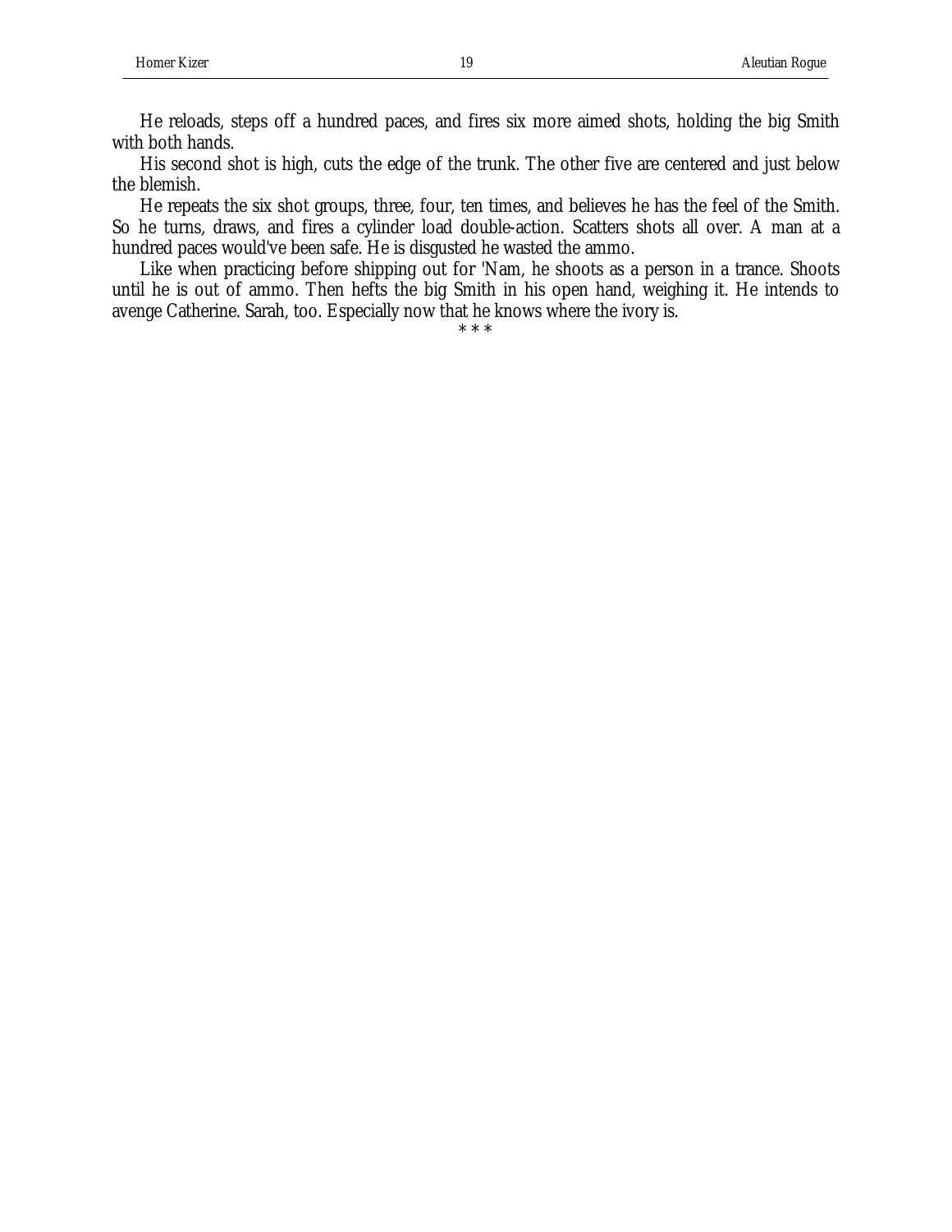He reloads, steps off a hundred paces, and fires six more aimed shots, holding the big Smith with both hands.

His second shot is high, cuts the edge of the trunk. The other five are centered and just below the blemish.

He repeats the six shot groups, three, four, ten times, and believes he has the feel of the Smith. So he turns, draws, and fires a cylinder load double-action. Scatters shots all over. A man at a hundred paces would've been safe. He is disgusted he wasted the ammo.

Like when practicing before shipping out for 'Nam, he shoots as a person in a trance. Shoots until he is out of ammo. Then hefts the big Smith in his open hand, weighing it. He intends to avenge Catherine. Sarah, too. Especially now that he knows where the ivory is.

\* \* \*